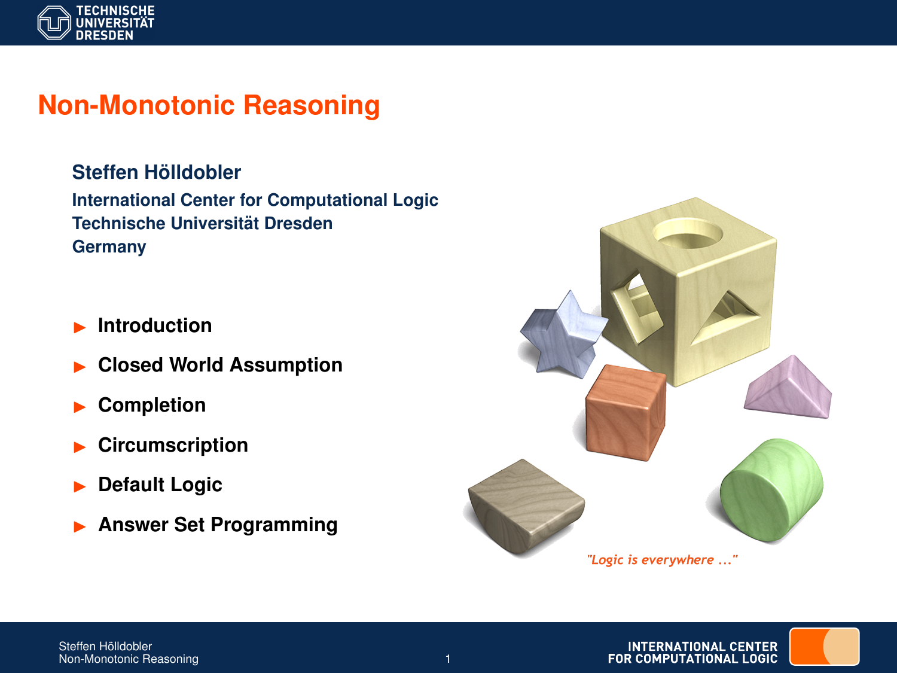# Non-Monotonic Reasoning

**Steffen Hölldobler**

**International Center for Computational Logic**
**Technische Universität Dresden**
**Germany**

- **Introduction**
- **Closed World Assumption**
- **Completion**
- **Circumscription**
- **Default Logic**
- **Answer Set Programming**

*"Logic is everywhere ..."*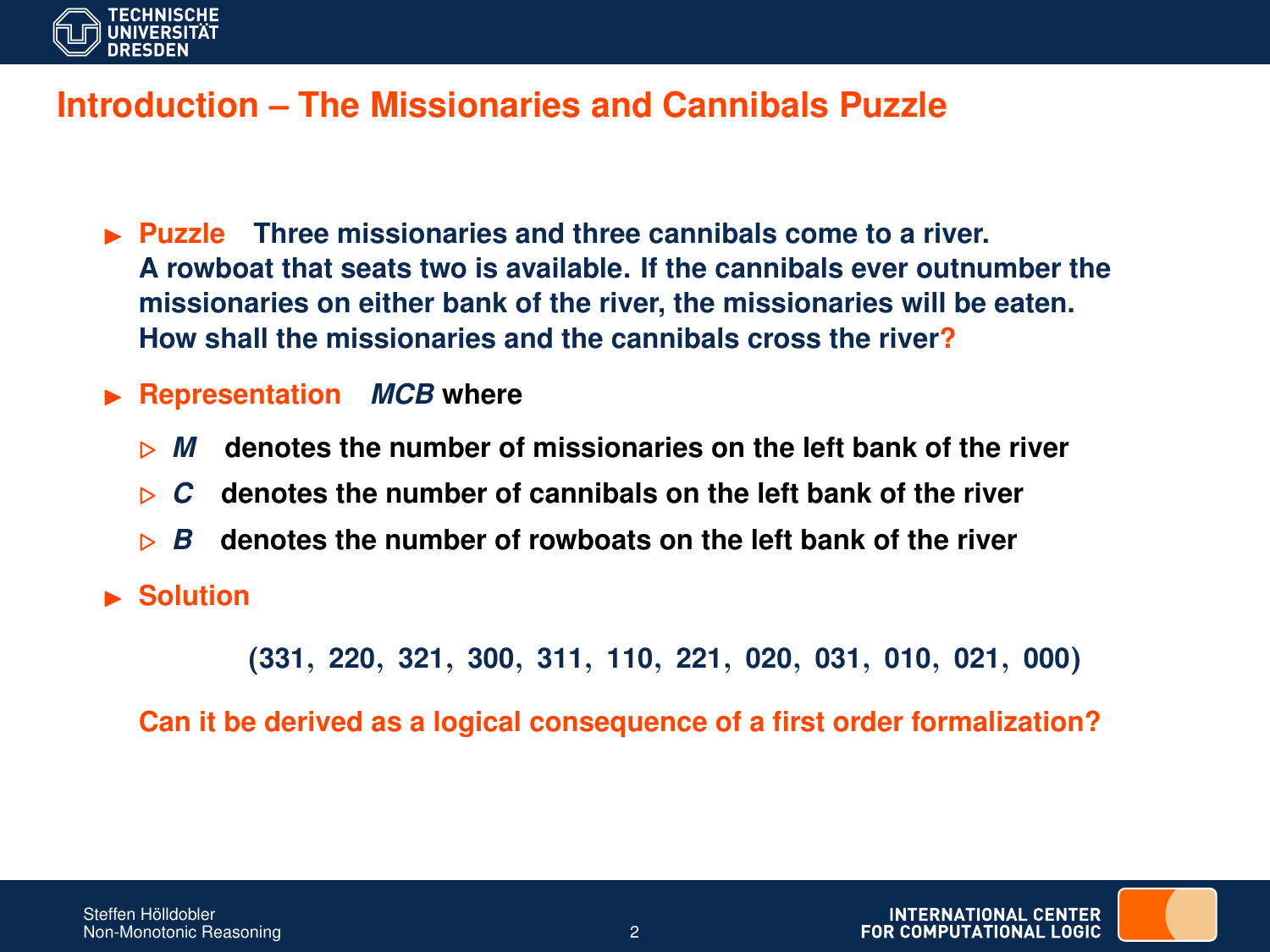# Introduction – The Missionaries and Cannibals Puzzle

- **Puzzle** Three missionaries and three cannibals come to a river. A rowboat that seats two is available. If the cannibals ever outnumber the missionaries on either bank of the river, the missionaries will be eaten. How shall the missionaries and the cannibals cross the river?
- **Representation** $MCB$ where
  - $M$ denotes the number of missionaries on the left bank of the river
  - $C$ denotes the number of cannibals on the left bank of the river
  - $B$ denotes the number of rowboats on the left bank of the river
- **Solution**

$$(331,\ 220,\ 321,\ 300,\ 311,\ 110,\ 221,\ 020,\ 031,\ 010,\ 021,\ 000)$$

**Can it be derived as a logical consequence of a first order formalization?**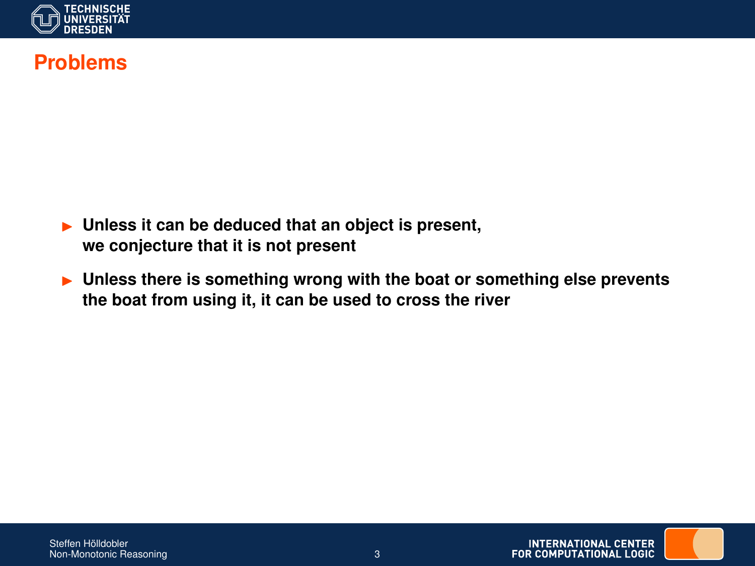# Problems

- **Unless it can be deduced that an object is present, we conjecture that it is not present**
- **Unless there is something wrong with the boat or something else prevents the boat from using it, it can be used to cross the river**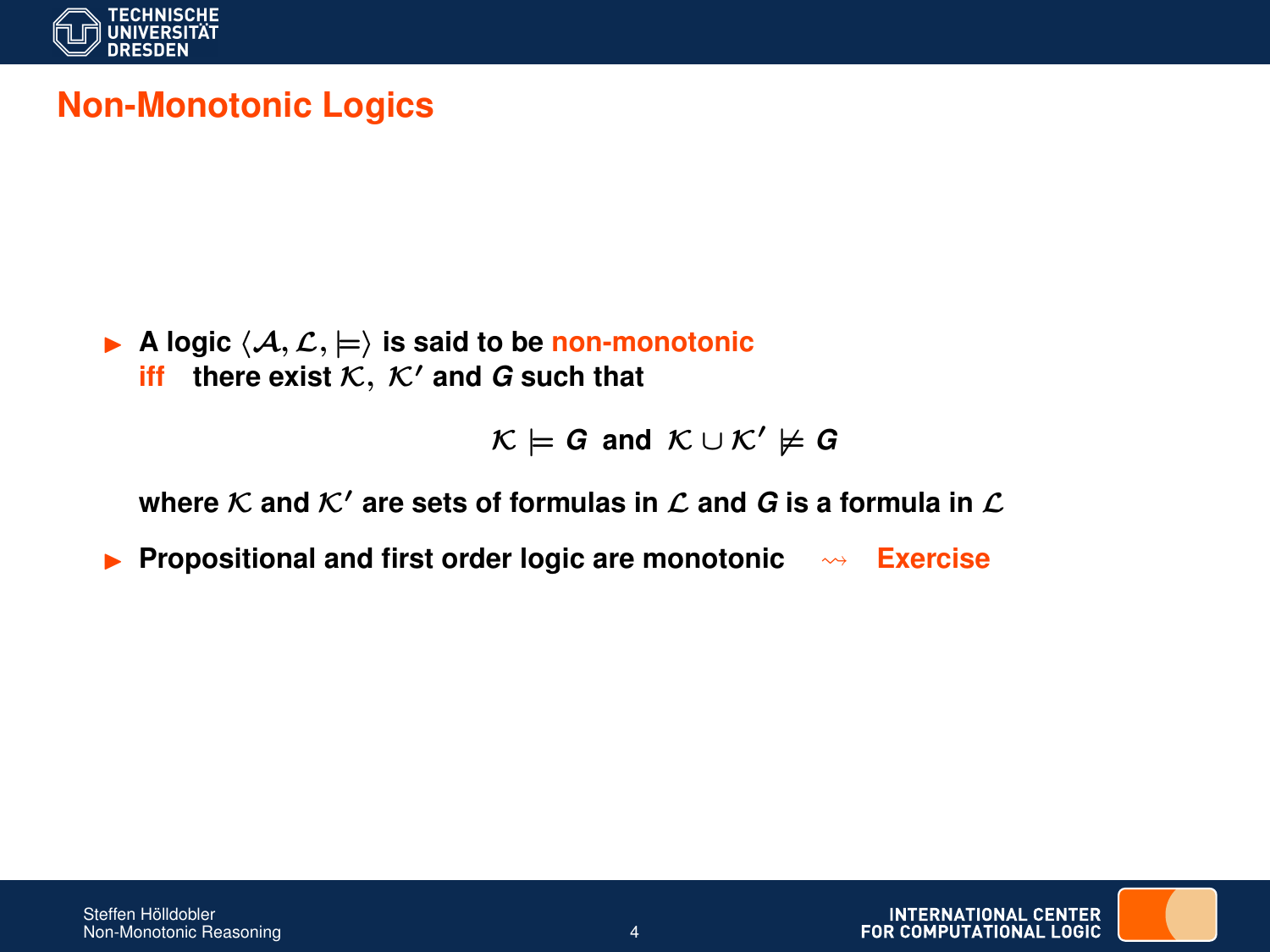# Non-Monotonic Logics

- A logic $\langle \mathcal{A}, \mathcal{L}, \models \rangle$ is said to be **non-monotonic** **iff** there exist $\mathcal{K}$, $\mathcal{K}'$ and $G$ such that

$$\mathcal{K} \models G \text{ and } \mathcal{K} \cup \mathcal{K}' \not\models G$$

  where $\mathcal{K}$ and $\mathcal{K}'$ are sets of formulas in $\mathcal{L}$ and $G$ is a formula in $\mathcal{L}$

- Propositional and first order logic are monotonic $\rightsquigarrow$ **Exercise**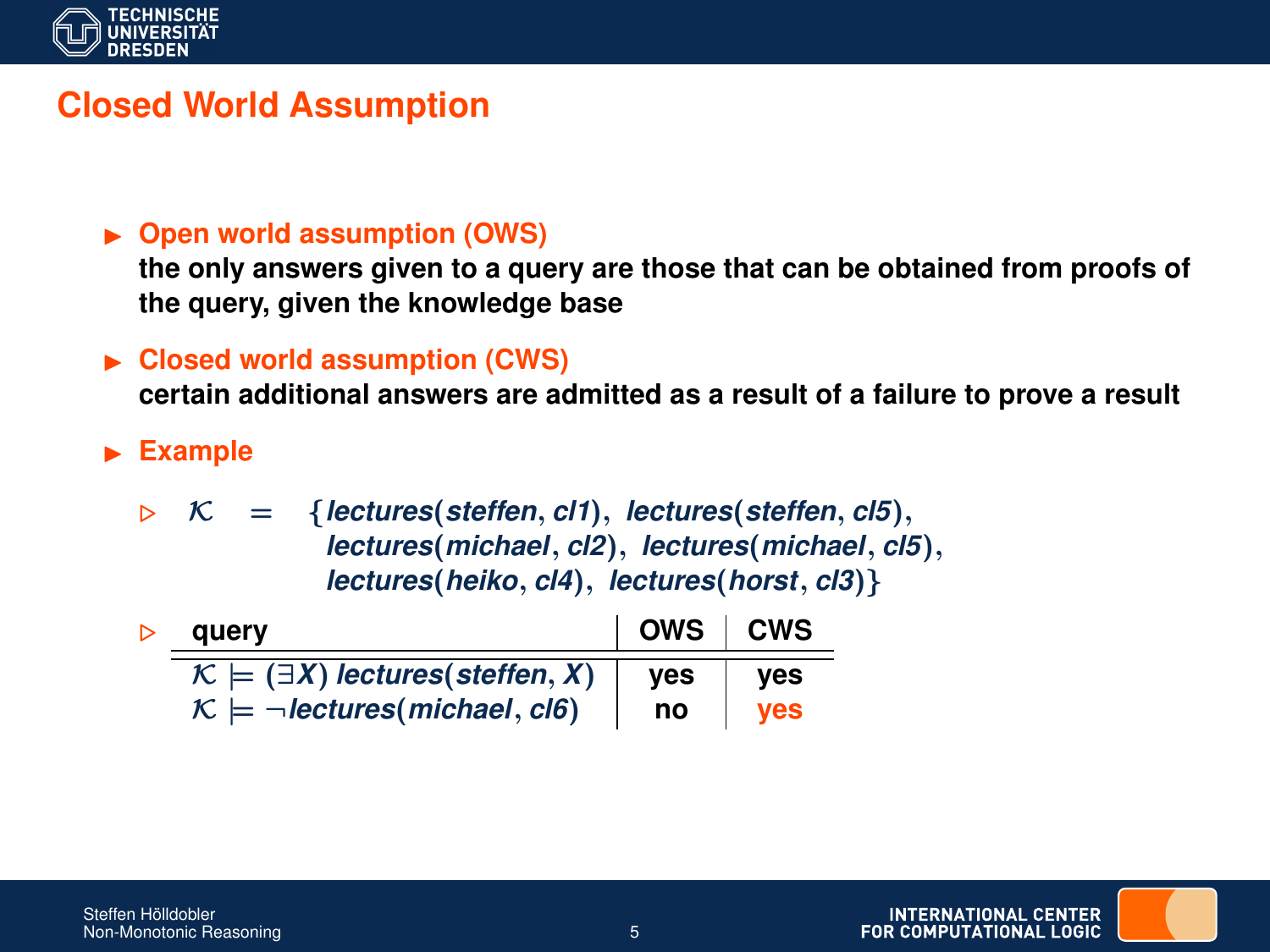# Closed World Assumption

- **Open world assumption (OWS)**
  **the only answers given to a query are those that can be obtained from proofs of the query, given the knowledge base**

- **Closed world assumption (CWS)**
  **certain additional answers are admitted as a result of a failure to prove a result**

- **Example**

  - $\mathcal{K} = \{lectures(steffen, cl1),\ lectures(steffen, cl5),\ lectures(michael, cl2),\ lectures(michael, cl5),\ lectures(heiko, cl4),\ lectures(horst, cl3)\}$

  - | query | OWS | CWS |
    |---|---|---|
    | $\mathcal{K} \models (\exists X)\ lectures(steffen, X)$ | yes | yes |
    | $\mathcal{K} \models \neg lectures(michael, cl6)$ | no | yes |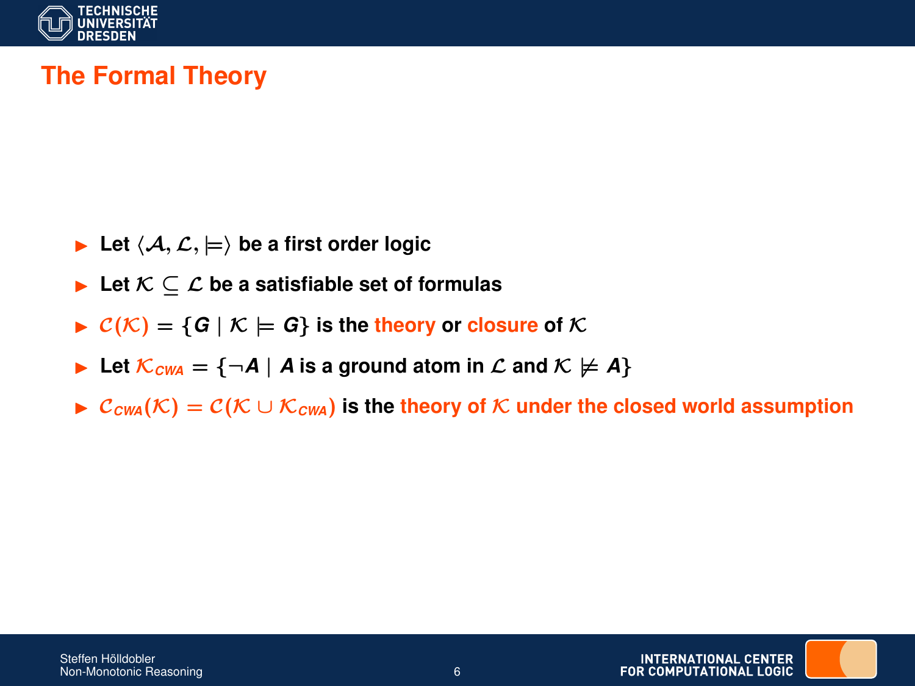# The Formal Theory

- Let $\langle \mathcal{A}, \mathcal{L}, \models \rangle$ be a first order logic
- Let $\mathcal{K} \subseteq \mathcal{L}$ be a satisfiable set of formulas
- $\mathcal{C}(\mathcal{K}) = \{G \mid \mathcal{K} \models G\}$ is the theory or closure of $\mathcal{K}$
- Let $\mathcal{K}_{CWA} = \{\neg A \mid A$ is a ground atom in $\mathcal{L}$ and $\mathcal{K} \not\models A\}$
- $\mathcal{C}_{CWA}(\mathcal{K}) = \mathcal{C}(\mathcal{K} \cup \mathcal{K}_{CWA})$ is the theory of $\mathcal{K}$ under the closed world assumption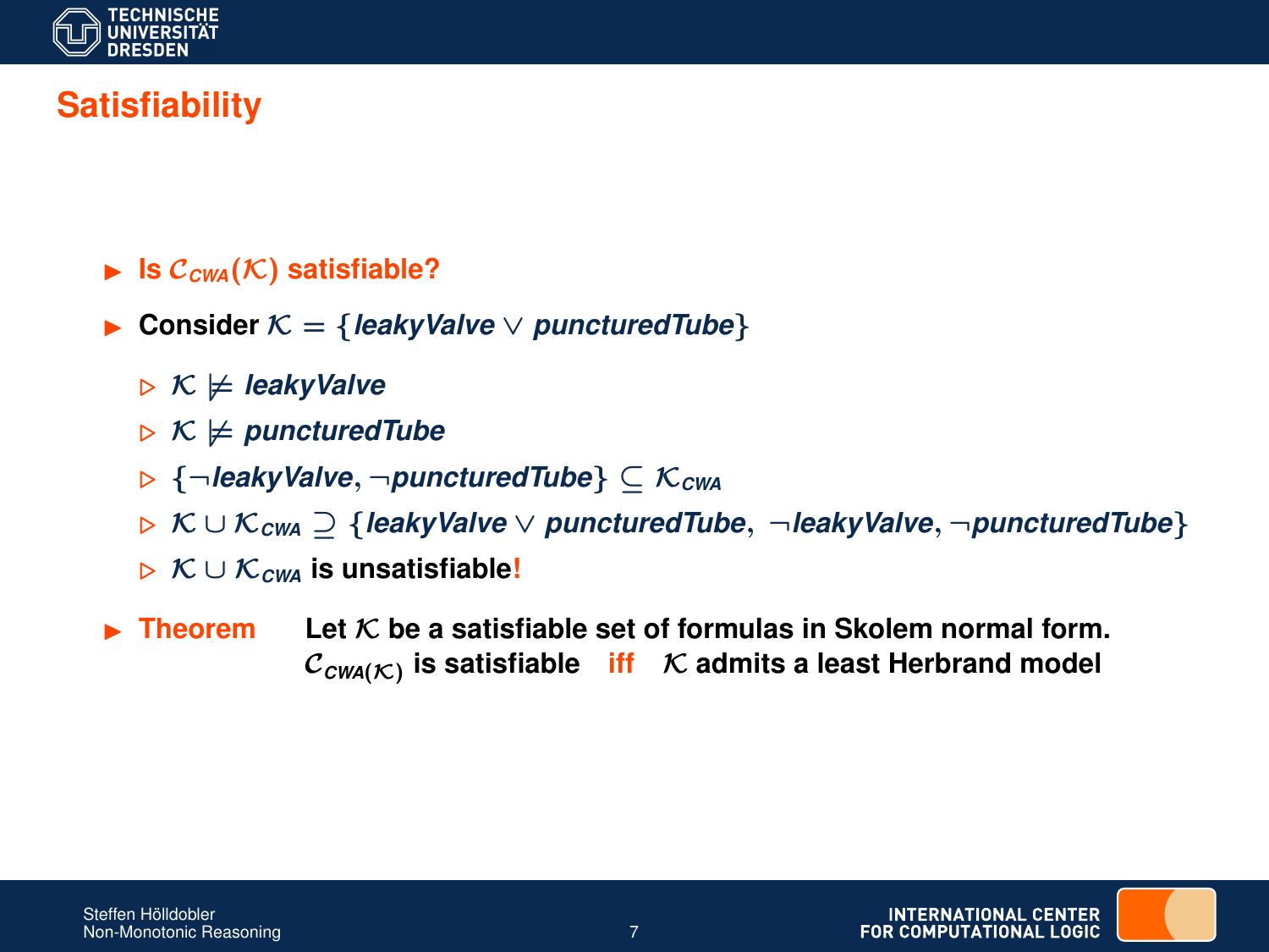# Satisfiability

- **Is $\mathcal{C}_{CWA}(\mathcal{K})$ satisfiable?**
- **Consider $\mathcal{K} = \{leakyValve \vee puncturedTube\}$**
  - $\mathcal{K} \not\models leakyValve$
  - $\mathcal{K} \not\models puncturedTube$
  - $\{\neg leakyValve, \neg puncturedTube\} \subseteq \mathcal{K}_{CWA}$
  - $\mathcal{K} \cup \mathcal{K}_{CWA} \supseteq \{leakyValve \vee puncturedTube, \ \neg leakyValve, \neg puncturedTube\}$
  - $\mathcal{K} \cup \mathcal{K}_{CWA}$ **is unsatisfiable!**
- **Theorem** **Let $\mathcal{K}$ be a satisfiable set of formulas in Skolem normal form. $\mathcal{C}_{CWA(\mathcal{K})}$ is satisfiable iff $\mathcal{K}$ admits a least Herbrand model**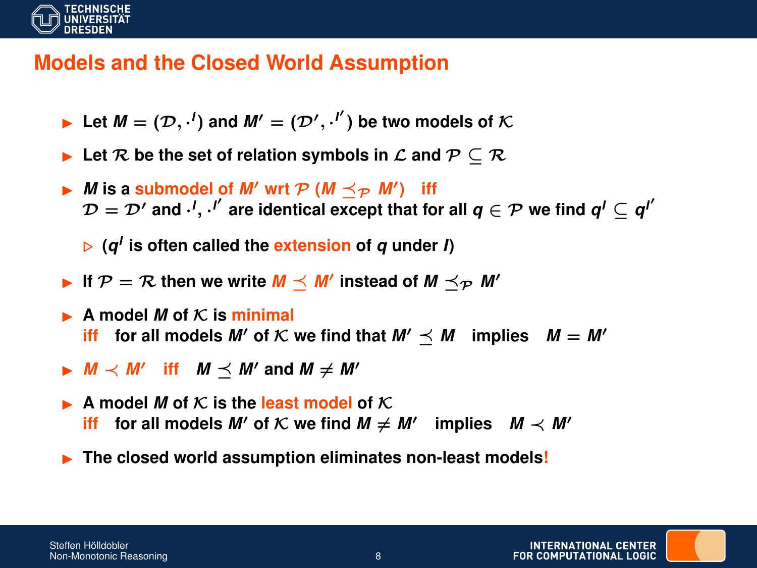# Models and the Closed World Assumption

- Let $M = (\mathcal{D}, \cdot^I)$ and $M' = (\mathcal{D}', \cdot^{I'})$ be two models of $\mathcal{K}$
- Let $\mathcal{R}$ be the set of relation symbols in $\mathcal{L}$ and $\mathcal{P} \subseteq \mathcal{R}$
- $M$ is a submodel of $M'$ wrt $\mathcal{P}$ ($M \preceq_{\mathcal{P}} M'$) iff
  $\mathcal{D} = \mathcal{D}'$ and $\cdot^I$, $\cdot^{I'}$ are identical except that for all $q \in \mathcal{P}$ we find $q^I \subseteq q^{I'}$
  - ($q^I$ is often called the extension of $q$ under $I$)
- If $\mathcal{P} = \mathcal{R}$ then we write $M \preceq M'$ instead of $M \preceq_{\mathcal{P}} M'$
- A model $M$ of $\mathcal{K}$ is minimal
  iff for all models $M'$ of $\mathcal{K}$ we find that $M' \preceq M$ implies $M = M'$
- $M \prec M'$ iff $M \preceq M'$ and $M \neq M'$
- A model $M$ of $\mathcal{K}$ is the least model of $\mathcal{K}$
  iff for all models $M'$ of $\mathcal{K}$ we find $M \neq M'$ implies $M \prec M'$
- The closed world assumption eliminates non-least models!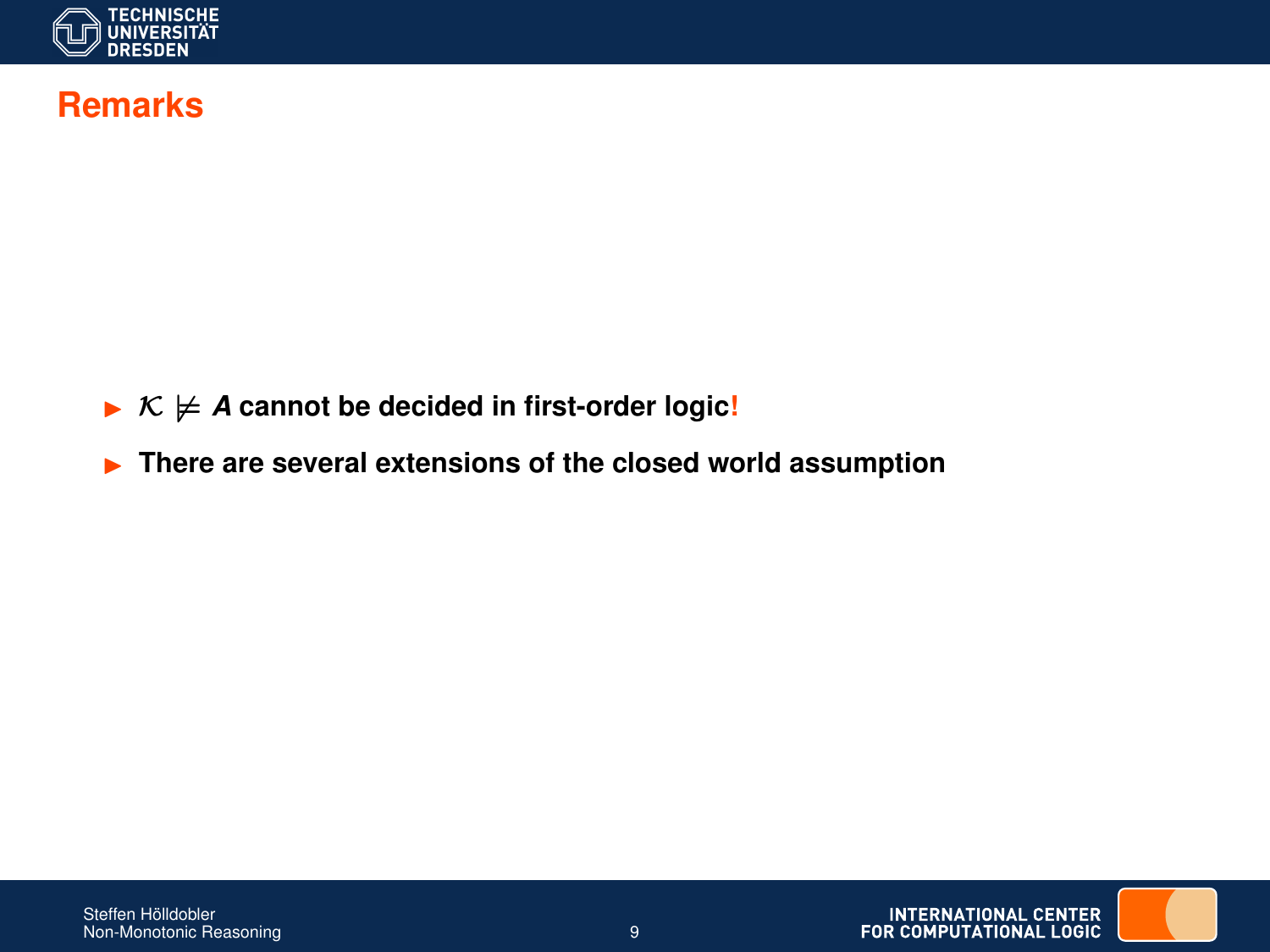## Remarks

- $\mathcal{K} \not\models A$ **cannot be decided in first-order logic!**
- **There are several extensions of the closed world assumption**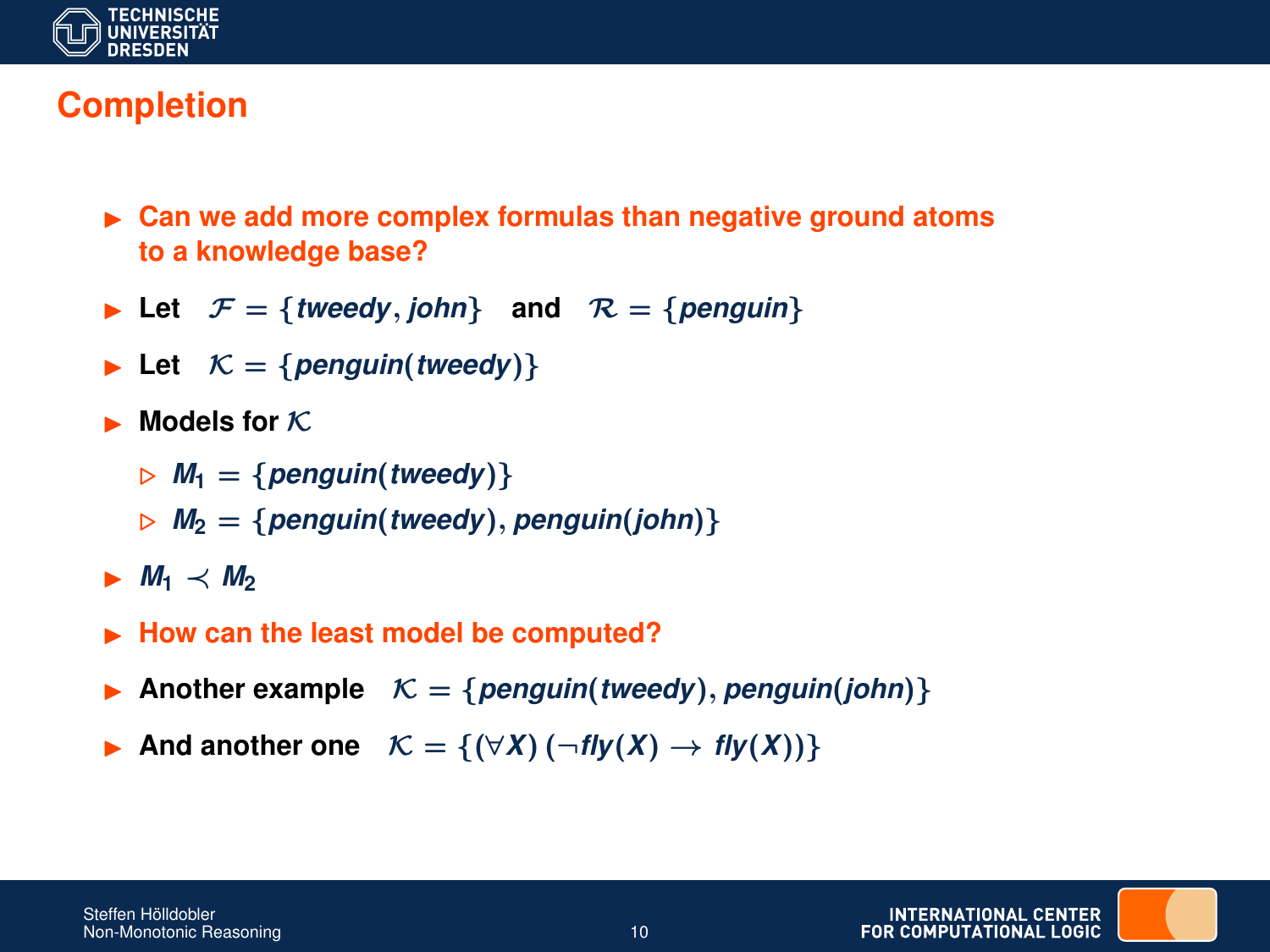# Completion

- **Can we add more complex formulas than negative ground atoms to a knowledge base?**
- **Let** $\mathcal{F} = \{tweedy, john\}$ **and** $\mathcal{R} = \{penguin\}$
- **Let** $\mathcal{K} = \{penguin(tweedy)\}$
- **Models for** $\mathcal{K}$
  - $M_1 = \{penguin(tweedy)\}$
  - $M_2 = \{penguin(tweedy), penguin(john)\}$
- $M_1 \prec M_2$
- **How can the least model be computed?**
- **Another example** $\mathcal{K} = \{penguin(tweedy), penguin(john)\}$
- **And another one** $\mathcal{K} = \{(\forall X)\,(\neg fly(X) \rightarrow fly(X))\}$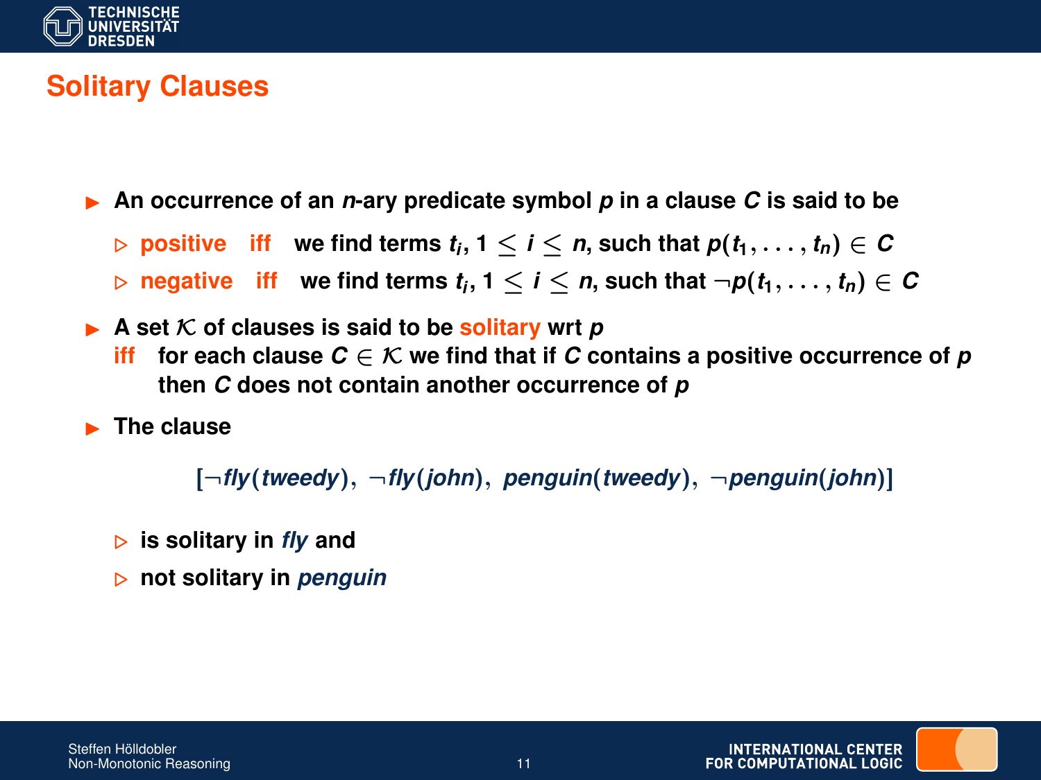# Solitary Clauses

- An occurrence of an $n$-ary predicate symbol $p$ in a clause $C$ is said to be
  - **positive** iff we find terms $t_i$, $1 \leq i \leq n$, such that $p(t_1, \ldots, t_n) \in C$
  - **negative** iff we find terms $t_i$, $1 \leq i \leq n$, such that $\neg p(t_1, \ldots, t_n) \in C$
- A set $\mathcal{K}$ of clauses is said to be **solitary** wrt $p$
  iff for each clause $C \in \mathcal{K}$ we find that if $C$ contains a positive occurrence of $p$ then $C$ does not contain another occurrence of $p$
- The clause

$$[\neg \mathit{fly}(\mathit{tweedy}),\ \neg \mathit{fly}(\mathit{john}),\ \mathit{penguin}(\mathit{tweedy}),\ \neg \mathit{penguin}(\mathit{john})]$$

  - is solitary in *fly* and
  - not solitary in *penguin*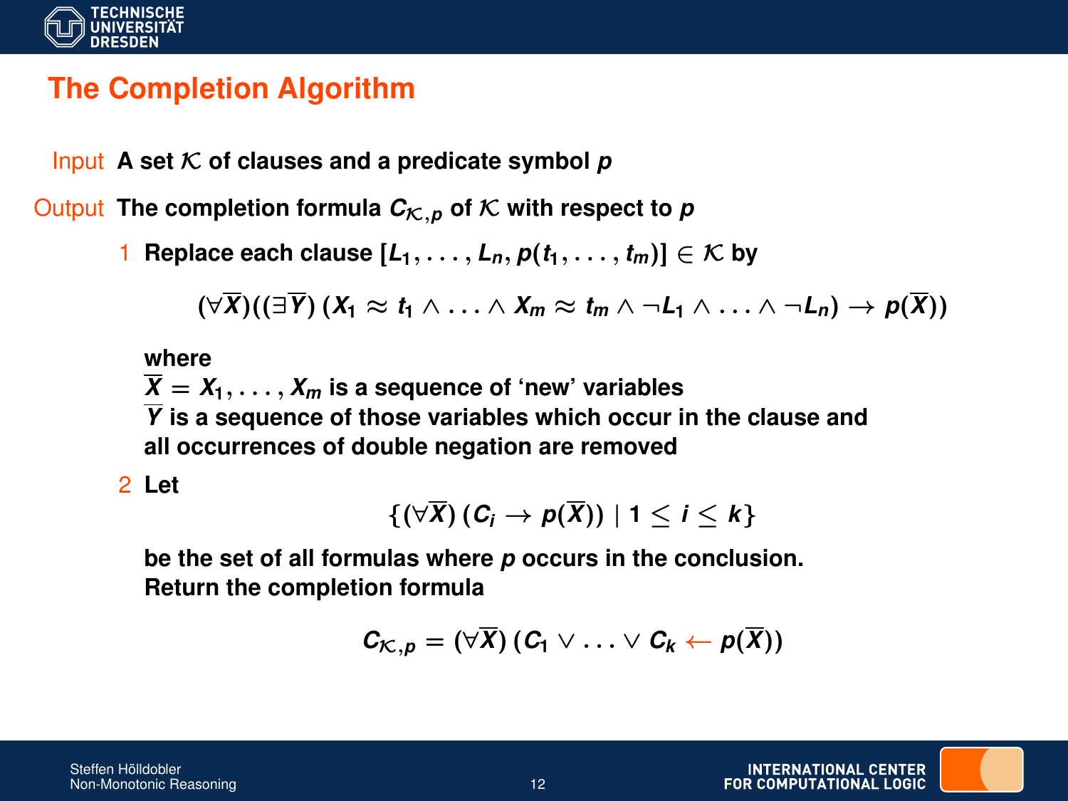# The Completion Algorithm

Input **A set $\mathcal{K}$ of clauses and a predicate symbol $p$**

Output **The completion formula $C_{\mathcal{K},p}$ of $\mathcal{K}$ with respect to $p$**

1. **Replace each clause $[L_1, \ldots, L_n, p(t_1, \ldots, t_m)] \in \mathcal{K}$ by**

   $$(\forall \overline{X})((\exists \overline{Y})\,(X_1 \approx t_1 \wedge \ldots \wedge X_m \approx t_m \wedge \neg L_1 \wedge \ldots \wedge \neg L_n) \rightarrow p(\overline{X}))$$

   **where**
   **$\overline{X} = X_1, \ldots, X_m$ is a sequence of 'new' variables**
   **$\overline{Y}$ is a sequence of those variables which occur in the clause and all occurrences of double negation are removed**

2. **Let**

   $$\{(\forall \overline{X})\,(C_i \rightarrow p(\overline{X})) \mid 1 \leq i \leq k\}$$

   **be the set of all formulas where $p$ occurs in the conclusion.**
   **Return the completion formula**

   $$C_{\mathcal{K},p} = (\forall \overline{X})\,(C_1 \vee \ldots \vee C_k \leftarrow p(\overline{X}))$$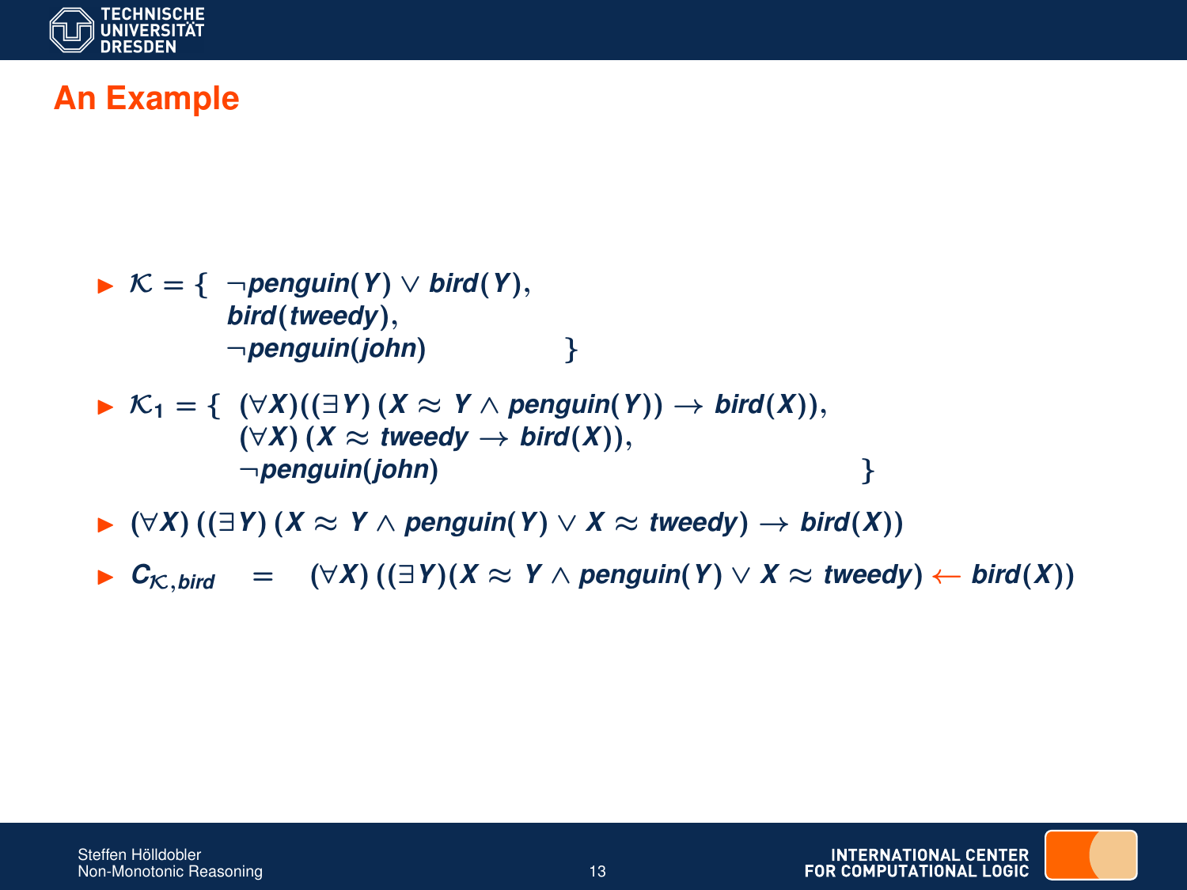# An Example

- $\mathcal{K} = \{\ \neg penguin(Y) \vee bird(Y),$
  $bird(tweedy),$
  $\neg penguin(john)\ \}$
- $\mathcal{K}_1 = \{\ (\forall X)((\exists Y)\,(X \approx Y \wedge penguin(Y)) \rightarrow bird(X)),$
  $(\forall X)\,(X \approx tweedy \rightarrow bird(X)),$
  $\neg penguin(john)\ \}$
- $(\forall X)\,((\exists Y)\,(X \approx Y \wedge penguin(Y) \vee X \approx tweedy) \rightarrow bird(X))$
- $C_{\mathcal{K},bird} \quad = \quad (\forall X)\,((\exists Y)(X \approx Y \wedge penguin(Y) \vee X \approx tweedy) \leftarrow bird(X))$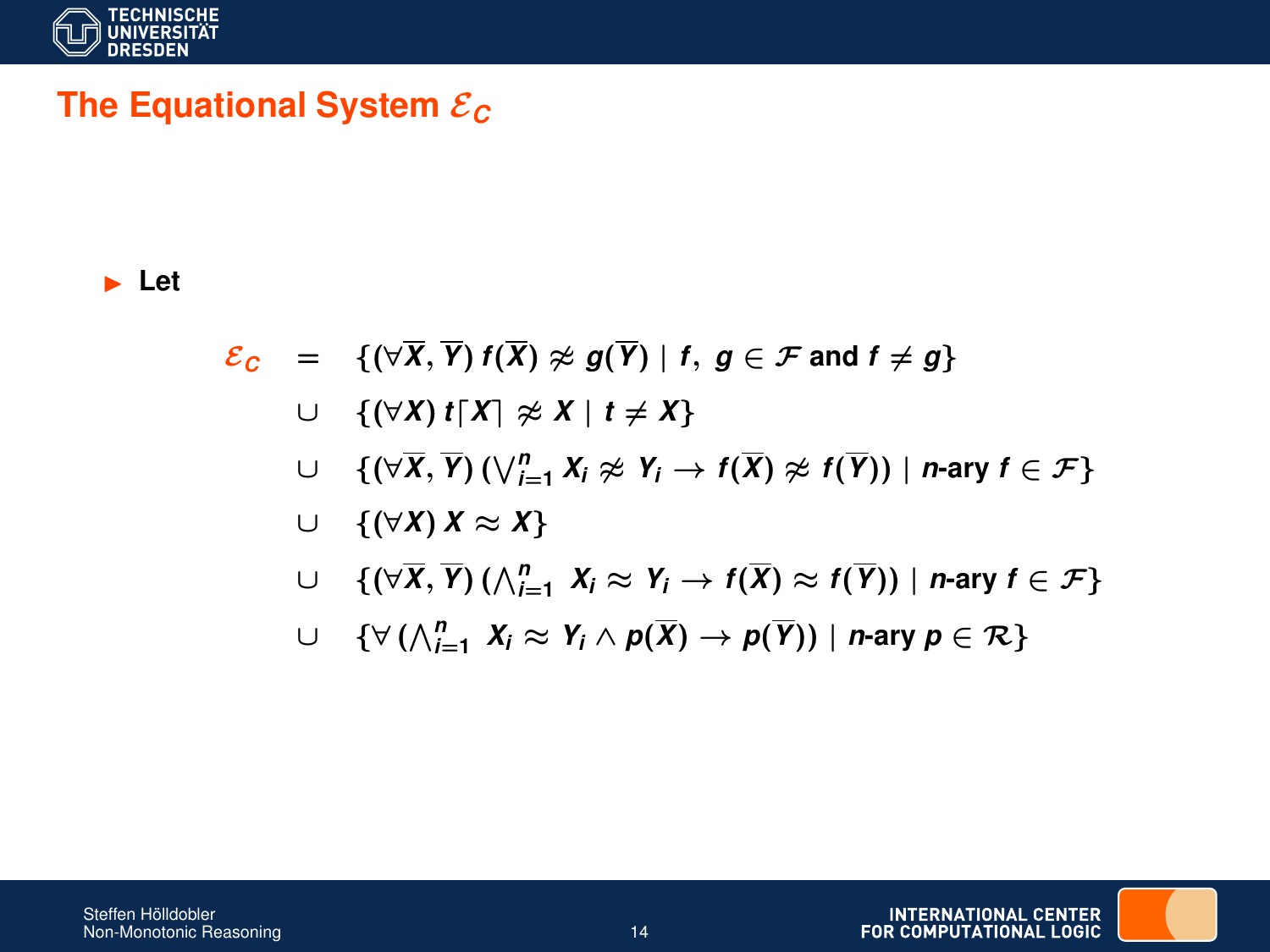## The Equational System $\mathcal{E}_C$

- **Let**

$$
\begin{array}{rcl}
\mathcal{E}_C & = & \{(\forall \overline{X}, \overline{Y})\, f(\overline{X}) \not\approx g(\overline{Y}) \mid f,\ g \in \mathcal{F} \text{ and } f \neq g\} \\
& \cup & \{(\forall X)\, t\lceil X \rceil \not\approx X \mid t \neq X\} \\
& \cup & \{(\forall \overline{X}, \overline{Y})\, (\bigvee_{i=1}^{n} X_i \not\approx Y_i \rightarrow f(\overline{X}) \not\approx f(\overline{Y})) \mid n\text{-ary } f \in \mathcal{F}\} \\
& \cup & \{(\forall X)\, X \approx X\} \\
& \cup & \{(\forall \overline{X}, \overline{Y})\, (\bigwedge_{i=1}^{n}\ X_i \approx Y_i \rightarrow f(\overline{X}) \approx f(\overline{Y})) \mid n\text{-ary } f \in \mathcal{F}\} \\
& \cup & \{\forall\, (\bigwedge_{i=1}^{n}\ X_i \approx Y_i \wedge p(\overline{X}) \rightarrow p(\overline{Y})) \mid n\text{-ary } p \in \mathcal{R}\}
\end{array}
$$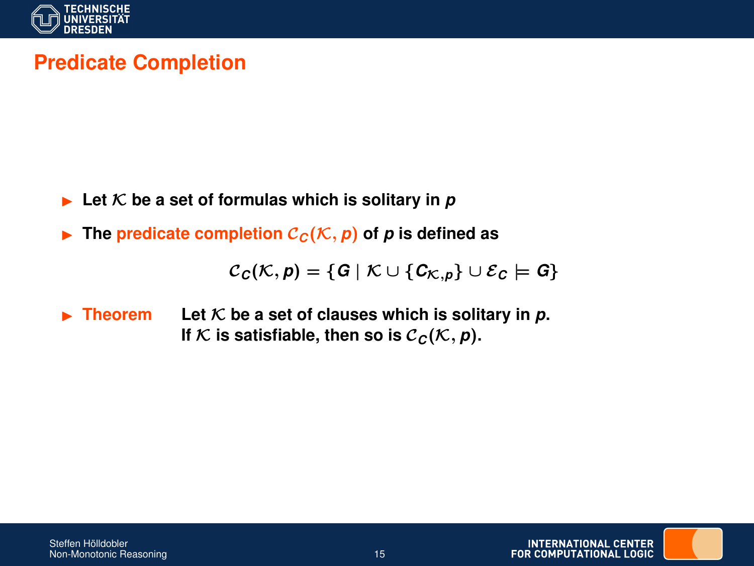# Predicate Completion

- Let $\mathcal{K}$ be a set of formulas which is solitary in $p$
- The **predicate completion** $\mathcal{C}_C(\mathcal{K}, p)$ of $p$ is defined as

$$\mathcal{C}_C(\mathcal{K}, p) = \{G \mid \mathcal{K} \cup \{C_{\mathcal{K},p}\} \cup \mathcal{E}_C \models G\}$$

- **Theorem** Let $\mathcal{K}$ be a set of clauses which is solitary in $p$. If $\mathcal{K}$ is satisfiable, then so is $\mathcal{C}_C(\mathcal{K}, p)$.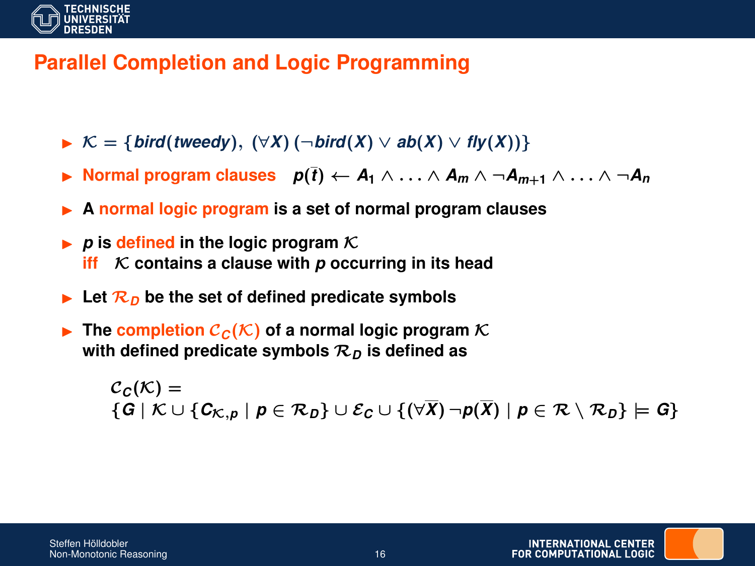# Parallel Completion and Logic Programming

- $\mathcal{K} = \{bird(tweedy),\ (\forall X)\,(\neg bird(X) \vee ab(X) \vee fly(X))\}$
- **Normal program clauses** $\quad p(\overline{t}) \leftarrow A_1 \wedge \ldots \wedge A_m \wedge \neg A_{m+1} \wedge \ldots \wedge \neg A_n$
- A **normal logic program** is a set of normal program clauses
- $p$ is **defined** in the logic program $\mathcal{K}$
  **iff** $\mathcal{K}$ contains a clause with $p$ occurring in its head
- Let $\mathcal{R}_D$ be the set of defined predicate symbols
- The **completion** $\mathcal{C}_C(\mathcal{K})$ of a normal logic program $\mathcal{K}$ with defined predicate symbols $\mathcal{R}_D$ is defined as

$$\mathcal{C}_C(\mathcal{K}) = \{G \mid \mathcal{K} \cup \{C_{\mathcal{K},p} \mid p \in \mathcal{R}_D\} \cup \mathcal{E}_C \cup \{(\forall \overline{X})\,\neg p(\overline{X}) \mid p \in \mathcal{R} \setminus \mathcal{R}_D\} \models G\}$$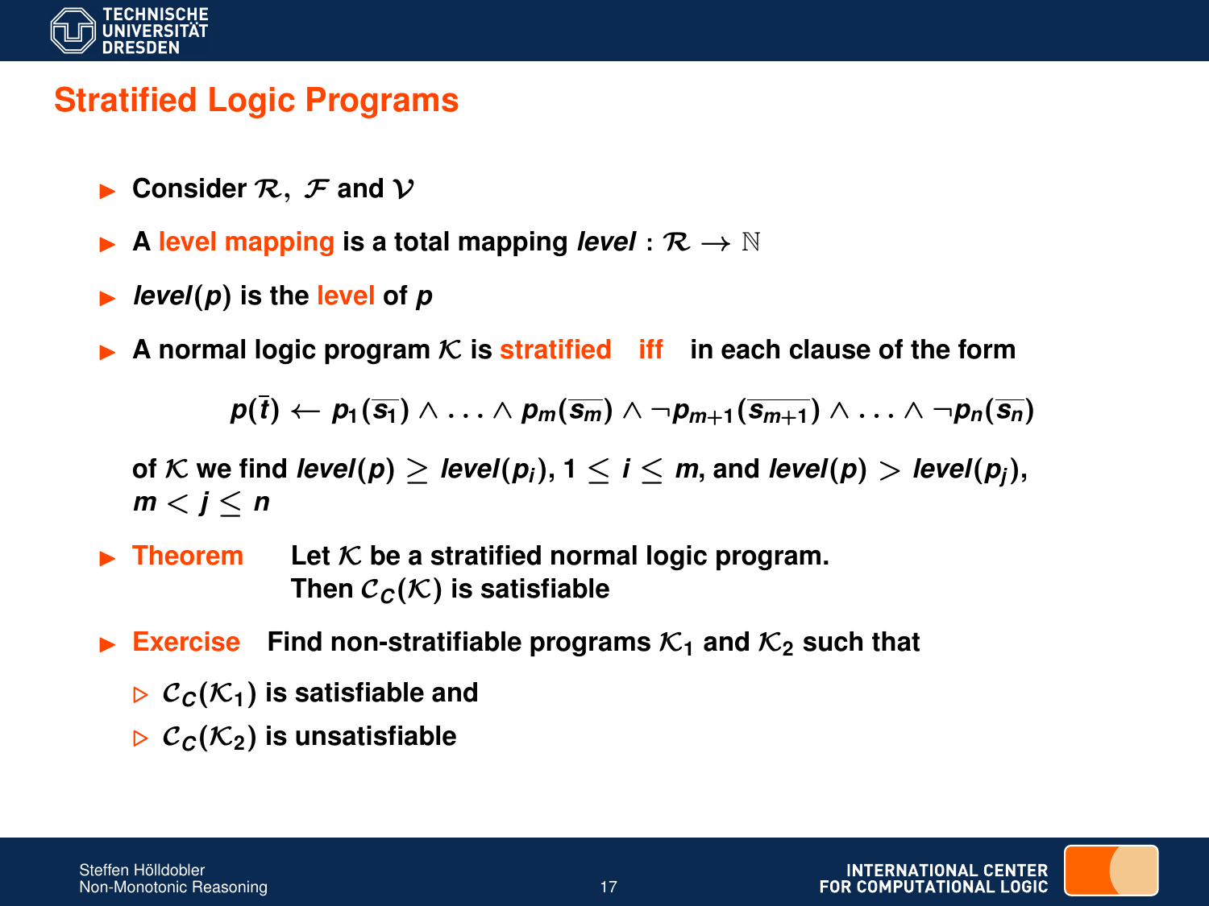## Stratified Logic Programs

- Consider $\mathcal{R}$, $\mathcal{F}$ and $\mathcal{V}$
- A **level mapping** is a total mapping $level : \mathcal{R} \rightarrow \mathbb{N}$
- $level(p)$ is the **level** of $p$
- A normal logic program $\mathcal{K}$ is **stratified** **iff** in each clause of the form

$$p(\bar{t}) \leftarrow p_1(\overline{s_1}) \wedge \ldots \wedge p_m(\overline{s_m}) \wedge \neg p_{m+1}(\overline{s_{m+1}}) \wedge \ldots \wedge \neg p_n(\overline{s_n})$$

  of $\mathcal{K}$ we find $level(p) \geq level(p_i)$, $1 \leq i \leq m$, and $level(p) > level(p_j)$, $m < j \leq n$

- **Theorem** Let $\mathcal{K}$ be a stratified normal logic program. Then $\mathcal{C}_C(\mathcal{K})$ is satisfiable
- **Exercise** Find non-stratifiable programs $\mathcal{K}_1$ and $\mathcal{K}_2$ such that
  - $\mathcal{C}_C(\mathcal{K}_1)$ is satisfiable and
  - $\mathcal{C}_C(\mathcal{K}_2)$ is unsatisfiable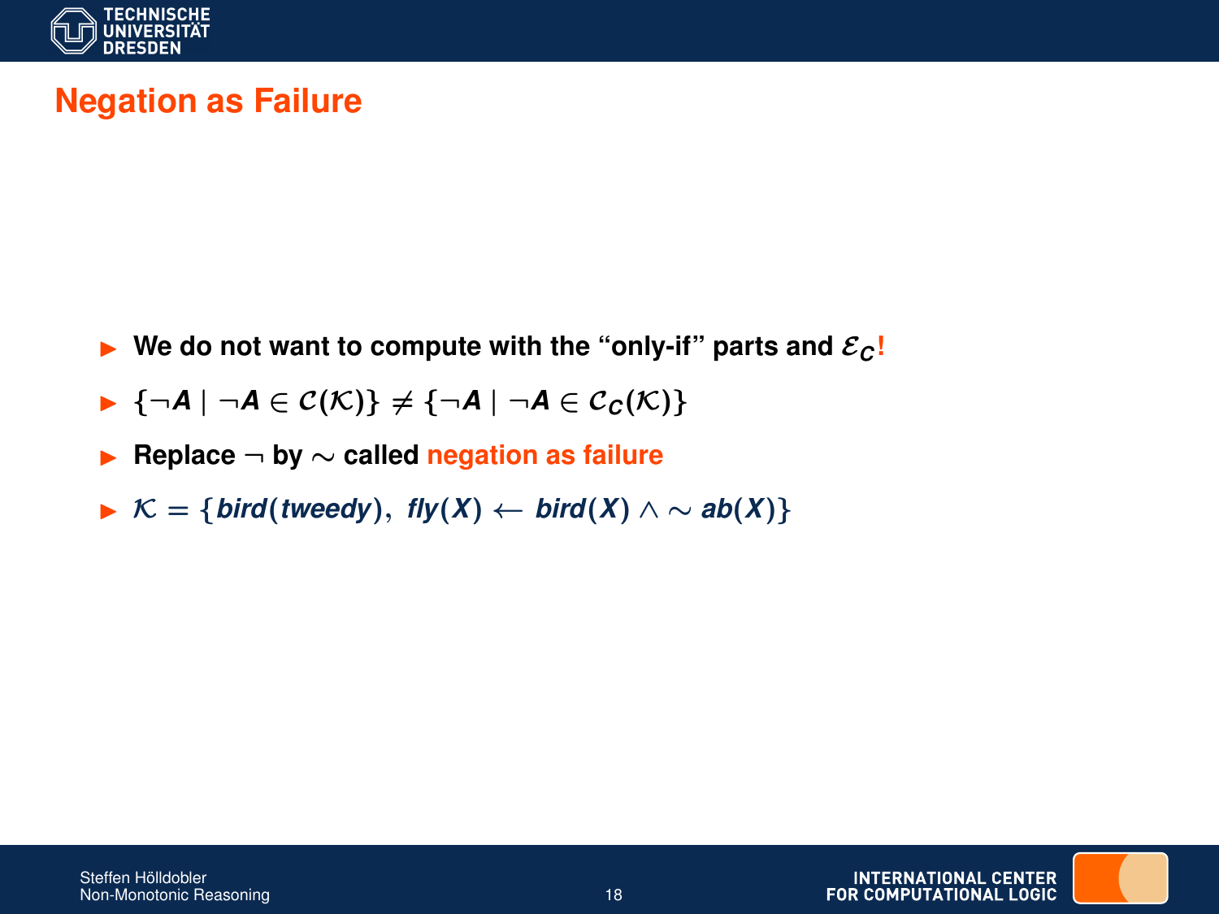# Negation as Failure

- We do not want to compute with the "only-if" parts and $\mathcal{E}_C$!
- $\{\neg A \mid \neg A \in \mathcal{C}(\mathcal{K})\} \neq \{\neg A \mid \neg A \in \mathcal{C}_C(\mathcal{K})\}$
- Replace $\neg$ by $\sim$ called negation as failure
- $\mathcal{K} = \{bird(tweedy),\ fly(X) \leftarrow bird(X) \wedge \sim ab(X)\}$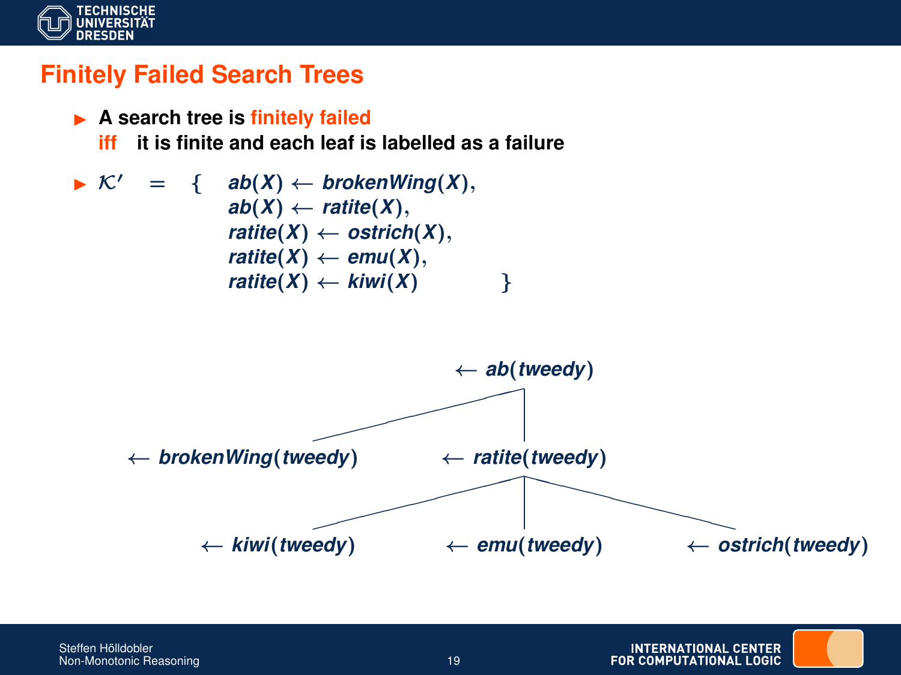# Finitely Failed Search Trees

- A search tree is **finitely failed** **iff** it is finite and each leaf is labelled as a failure

- $$\mathcal{K}' = \{ \begin{array}{l} ab(X) \leftarrow brokenWing(X), \\ ab(X) \leftarrow ratite(X), \\ ratite(X) \leftarrow ostrich(X), \\ ratite(X) \leftarrow emu(X), \\ ratite(X) \leftarrow kiwi(X) \end{array} \}$$

$\leftarrow ab(tweedy)$

$\leftarrow brokenWing(tweedy)$ $\quad$ $\leftarrow ratite(tweedy)$

$\leftarrow kiwi(tweedy)$ $\quad$ $\leftarrow emu(tweedy)$ $\quad$ $\leftarrow ostrich(tweedy)$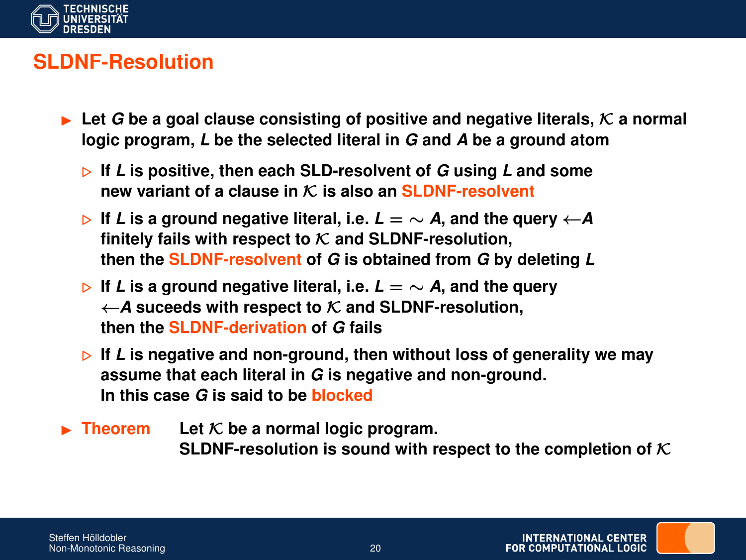# SLDNF-Resolution

- Let $G$ be a goal clause consisting of positive and negative literals, $\mathcal{K}$ a normal logic program, $L$ be the selected literal in $G$ and $A$ be a ground atom
  - If $L$ is positive, then each SLD-resolvent of $G$ using $L$ and some new variant of a clause in $\mathcal{K}$ is also an SLDNF-resolvent
  - If $L$ is a ground negative literal, i.e. $L = \sim A$, and the query $\leftarrow A$ finitely fails with respect to $\mathcal{K}$ and SLDNF-resolution, then the SLDNF-resolvent of $G$ is obtained from $G$ by deleting $L$
  - If $L$ is a ground negative literal, i.e. $L = \sim A$, and the query $\leftarrow A$ suceeds with respect to $\mathcal{K}$ and SLDNF-resolution, then the SLDNF-derivation of $G$ fails
  - If $L$ is negative and non-ground, then without loss of generality we may assume that each literal in $G$ is negative and non-ground. In this case $G$ is said to be blocked
- **Theorem** Let $\mathcal{K}$ be a normal logic program. SLDNF-resolution is sound with respect to the completion of $\mathcal{K}$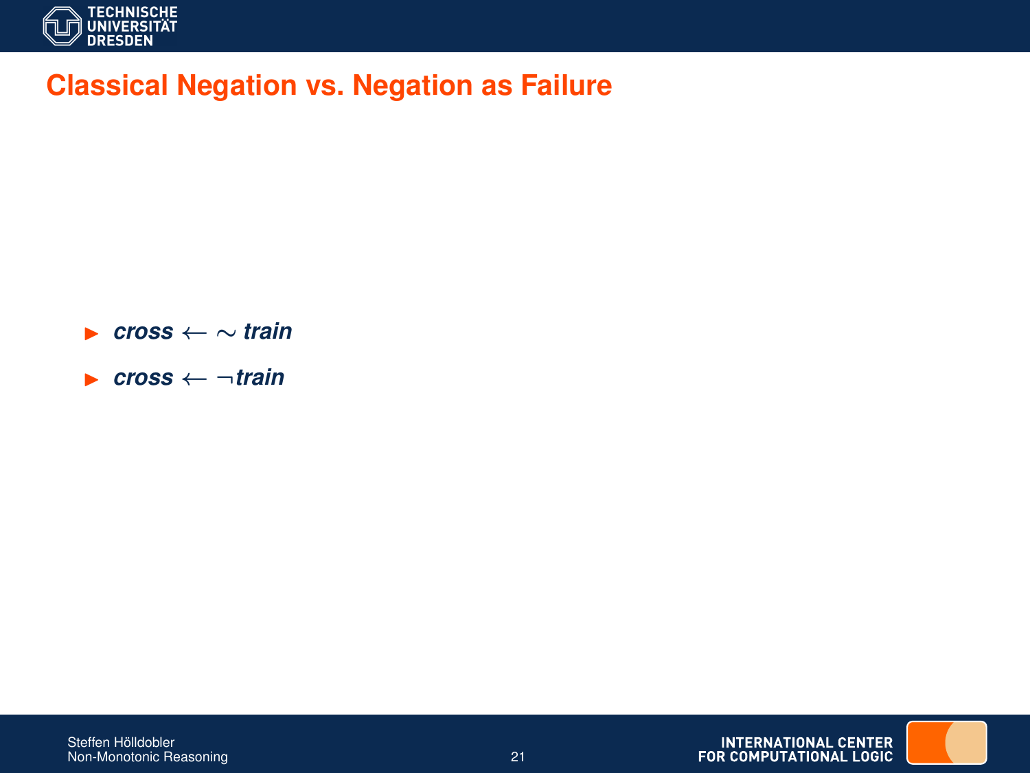# Classical Negation vs. Negation as Failure

- $cross \leftarrow \sim train$
- $cross \leftarrow \neg train$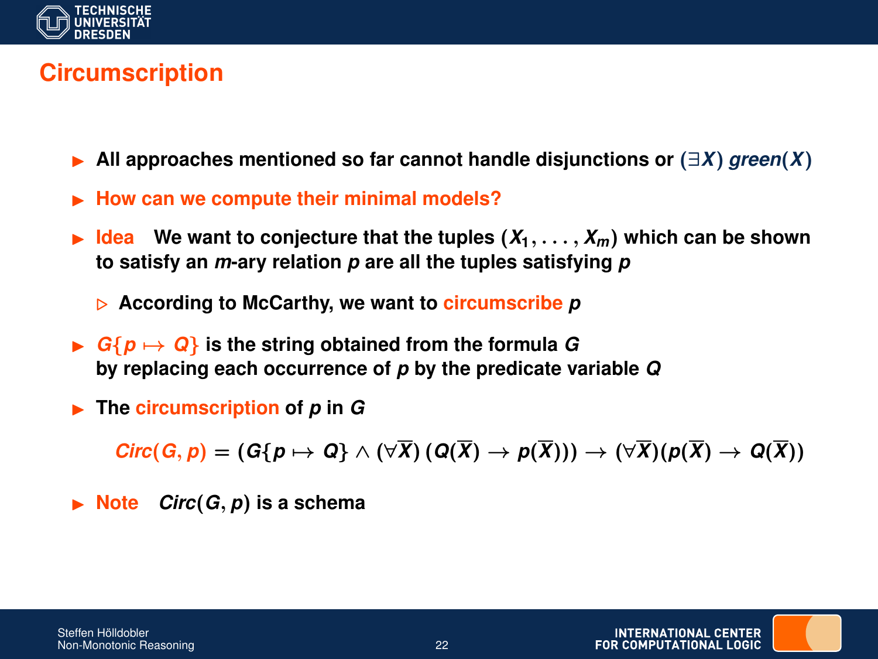# Circumscription

- All approaches mentioned so far cannot handle disjunctions or $(\exists X)\, green(X)$
- How can we compute their minimal models?
- Idea We want to conjecture that the tuples $(X_1, \ldots, X_m)$ which can be shown to satisfy an $m$-ary relation $p$ are all the tuples satisfying $p$
  - According to McCarthy, we want to circumscribe $p$
- $G\{p \mapsto Q\}$ is the string obtained from the formula $G$ by replacing each occurrence of $p$ by the predicate variable $Q$
- The circumscription of $p$ in $G$

$$Circ(G, p) = (G\{p \mapsto Q\} \wedge (\forall \overline{X})\,(Q(\overline{X}) \rightarrow p(\overline{X}))) \rightarrow (\forall \overline{X})(p(\overline{X}) \rightarrow Q(\overline{X}))$$

- Note $Circ(G, p)$ is a schema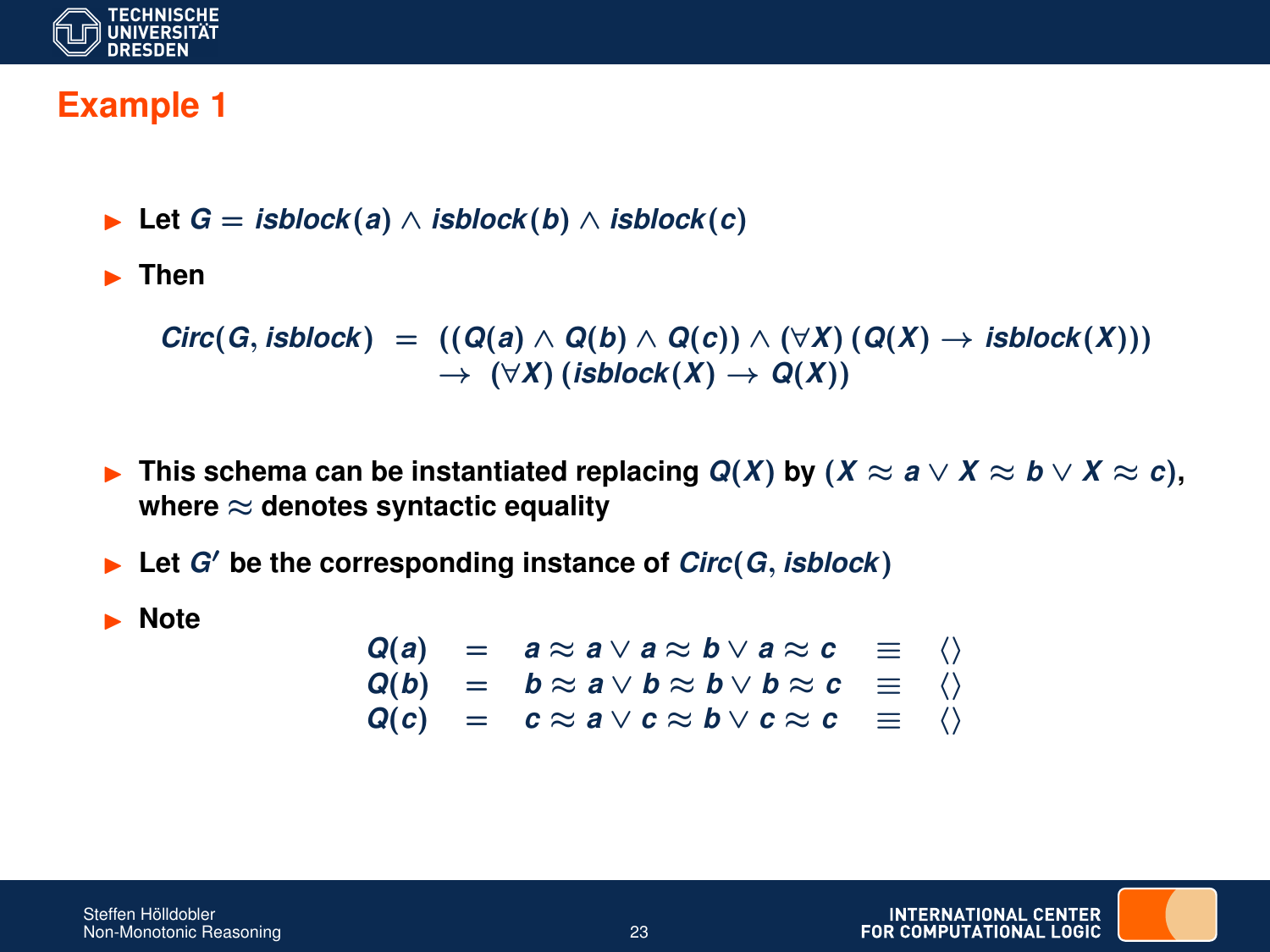## Example 1

- Let $G = \mathit{isblock}(a) \wedge \mathit{isblock}(b) \wedge \mathit{isblock}(c)$
- Then

$$
\begin{array}{rcl}
\mathit{Circ}(G, \mathit{isblock}) & = & ((Q(a) \wedge Q(b) \wedge Q(c)) \wedge (\forall X)\,(Q(X) \rightarrow \mathit{isblock}(X))) \\
 & & \rightarrow \; (\forall X)\,(\mathit{isblock}(X) \rightarrow Q(X))
\end{array}
$$

- This schema can be instantiated replacing $Q(X)$ by $(X \approx a \vee X \approx b \vee X \approx c)$, where $\approx$ denotes syntactic equality
- Let $G'$ be the corresponding instance of $\mathit{Circ}(G, \mathit{isblock})$
- Note

$$
\begin{array}{rcccl}
Q(a) & = & a \approx a \vee a \approx b \vee a \approx c & \equiv & \langle\rangle \\
Q(b) & = & b \approx a \vee b \approx b \vee b \approx c & \equiv & \langle\rangle \\
Q(c) & = & c \approx a \vee c \approx b \vee c \approx c & \equiv & \langle\rangle
\end{array}
$$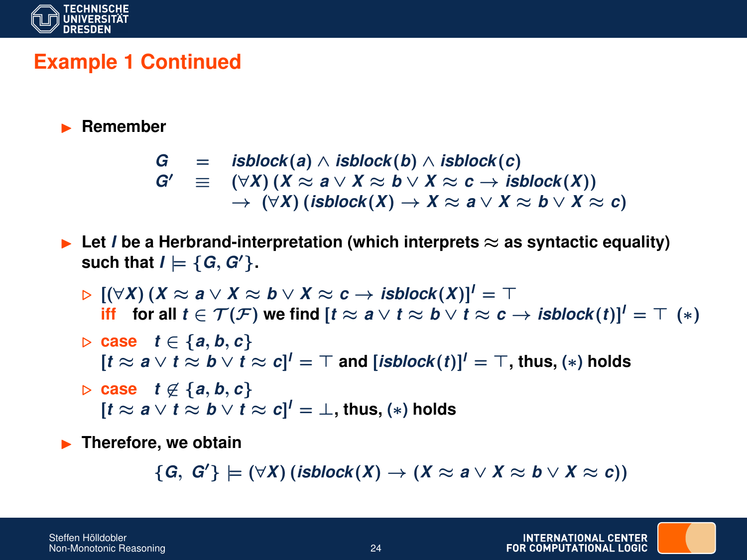# Example 1 Continued

- **Remember**

$$
\begin{array}{lcl}
G & = & \mathit{isblock}(a) \wedge \mathit{isblock}(b) \wedge \mathit{isblock}(c) \\
G' & \equiv & (\forall X)\,(X \approx a \vee X \approx b \vee X \approx c \rightarrow \mathit{isblock}(X)) \\
 & & \rightarrow\; (\forall X)\,(\mathit{isblock}(X) \rightarrow X \approx a \vee X \approx b \vee X \approx c)
\end{array}
$$

- **Let $I$ be a Herbrand-interpretation (which interprets $\approx$ as syntactic equality) such that $I \models \{G, G'\}$.**
  - $[(\forall X)\,(X \approx a \vee X \approx b \vee X \approx c \rightarrow \mathit{isblock}(X)]^I = \top$
    **iff** for all $t \in \mathcal{T}(\mathcal{F})$ we find $[t \approx a \vee t \approx b \vee t \approx c \rightarrow \mathit{isblock}(t)]^I = \top \;\; (*)$
  - **case** $t \in \{a, b, c\}$
    $[t \approx a \vee t \approx b \vee t \approx c]^I = \top$ and $[\mathit{isblock}(t)]^I = \top$, thus, $(*)$ holds
  - **case** $t \not\in \{a, b, c\}$
    $[t \approx a \vee t \approx b \vee t \approx c]^I = \bot$, thus, $(*)$ holds

- **Therefore, we obtain**

$$
\{G,\; G'\} \models (\forall X)\,(\mathit{isblock}(X) \rightarrow (X \approx a \vee X \approx b \vee X \approx c))
$$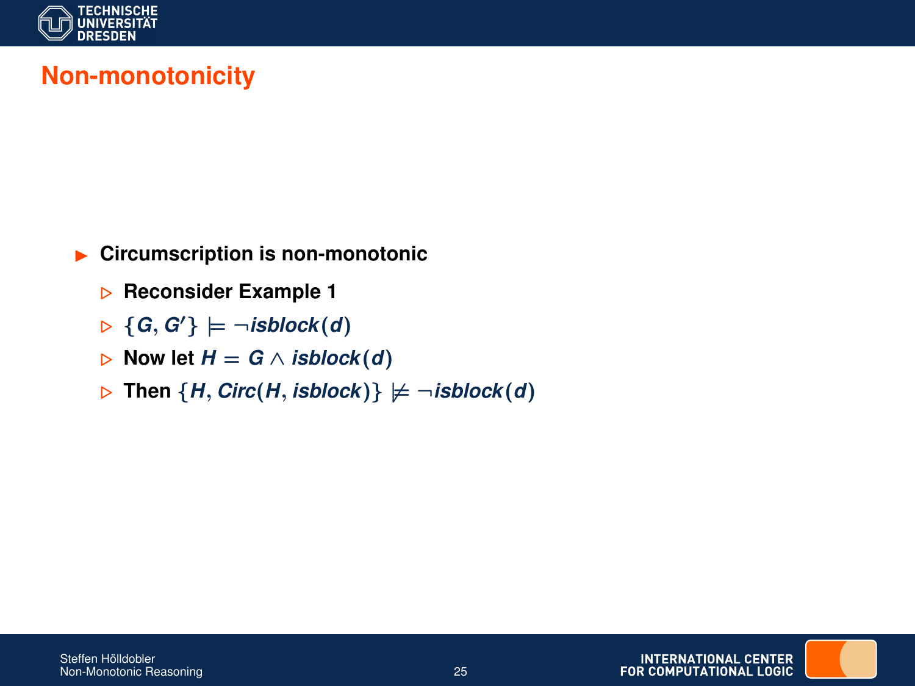# Non-monotonicity

- **Circumscription is non-monotonic**
  - **Reconsider Example 1**
  - $\{G, G'\} \models \neg isblock(d)$
  - **Now let** $H = G \wedge isblock(d)$
  - **Then** $\{H, Circ(H, isblock)\} \not\models \neg isblock(d)$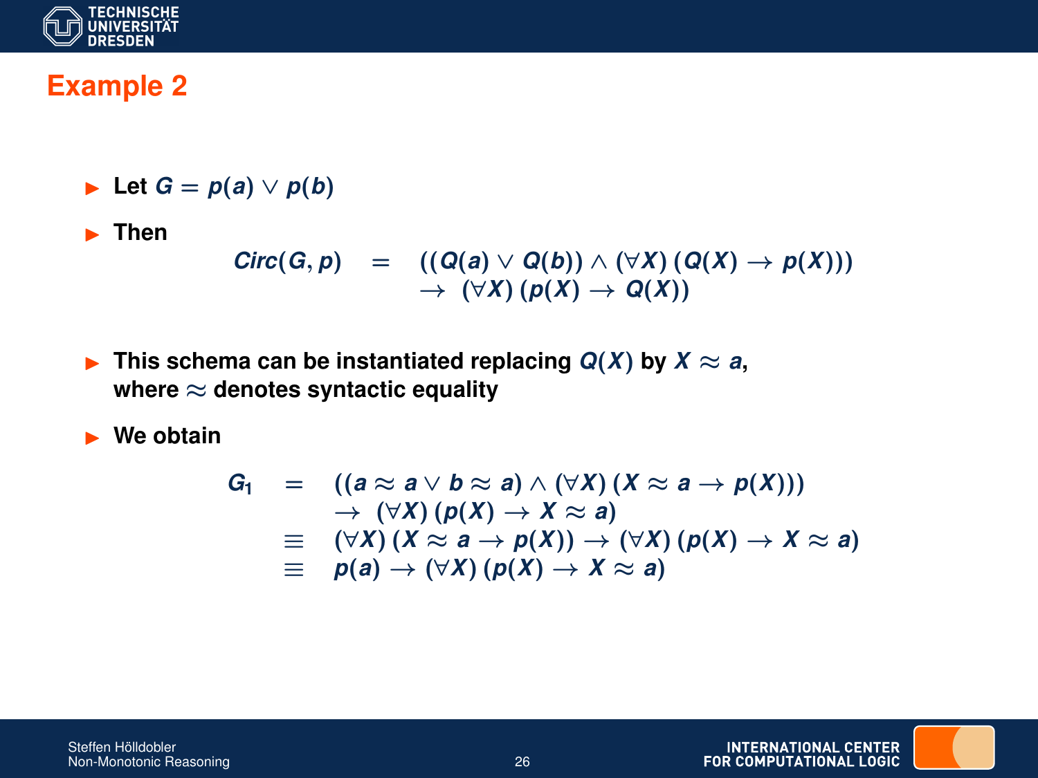# Example 2

- Let $G = p(a) \vee p(b)$
- Then

$$
\begin{array}{rcl}
\mathit{Circ}(G, p) & = & ((Q(a) \vee Q(b)) \wedge (\forall X)\,(Q(X) \rightarrow p(X))) \\
 & & \rightarrow\ (\forall X)\,(p(X) \rightarrow Q(X))
\end{array}
$$

- This schema can be instantiated replacing $Q(X)$ by $X \approx a$, where $\approx$ denotes syntactic equality
- We obtain

$$
\begin{array}{rcl}
G_1 & = & ((a \approx a \vee b \approx a) \wedge (\forall X)\,(X \approx a \rightarrow p(X))) \\
 & & \rightarrow\ (\forall X)\,(p(X) \rightarrow X \approx a) \\
 & \equiv & (\forall X)\,(X \approx a \rightarrow p(X)) \rightarrow (\forall X)\,(p(X) \rightarrow X \approx a) \\
 & \equiv & p(a) \rightarrow (\forall X)\,(p(X) \rightarrow X \approx a)
\end{array}
$$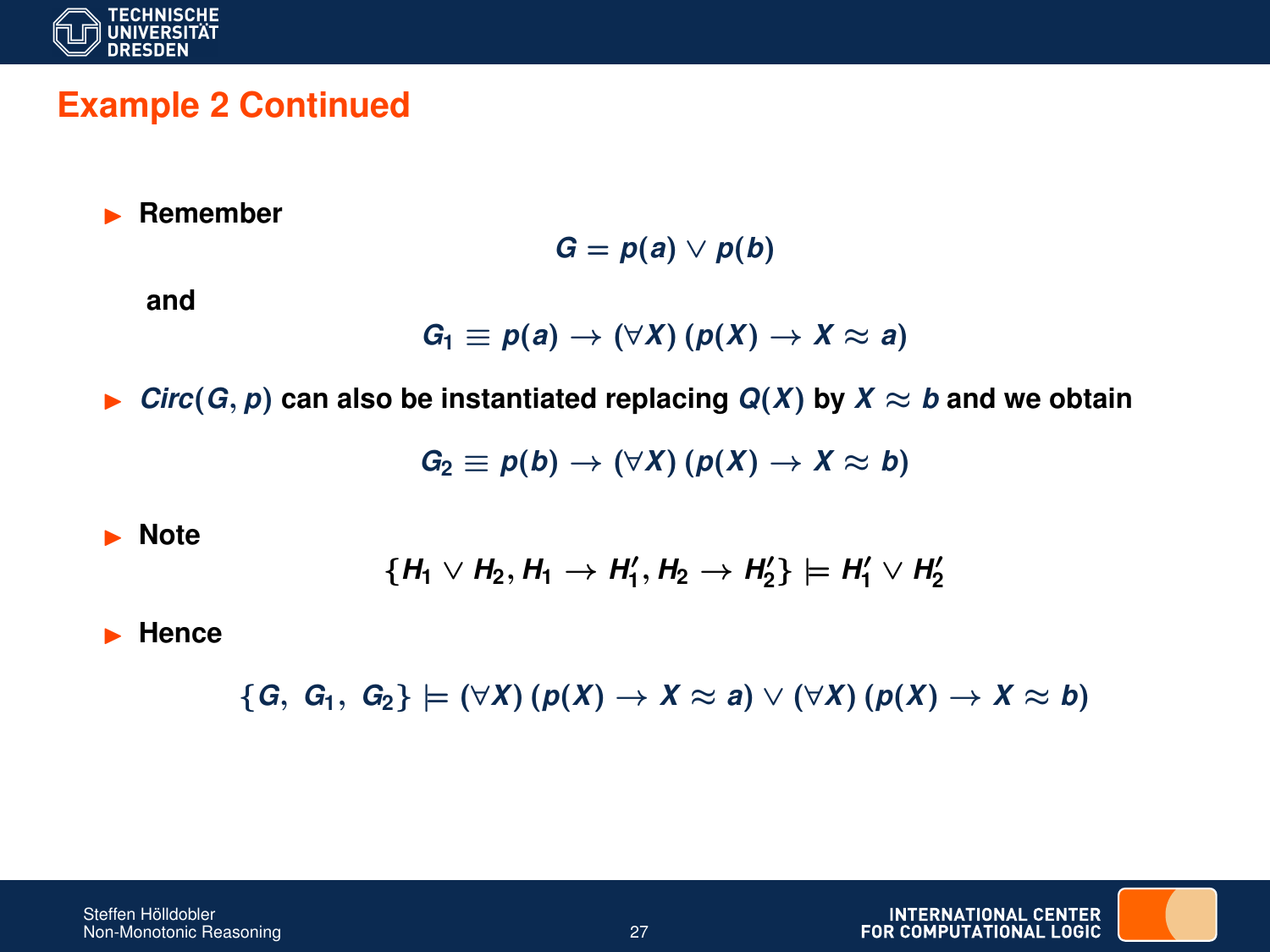## Example 2 Continued

- **Remember**

$$G = p(a) \lor p(b)$$

**and**

$$G_1 \equiv p(a) \rightarrow (\forall X)\,(p(X) \rightarrow X \approx a)$$

- $Circ(G, p)$ **can also be instantiated replacing** $Q(X)$ **by** $X \approx b$ **and we obtain**

$$G_2 \equiv p(b) \rightarrow (\forall X)\,(p(X) \rightarrow X \approx b)$$

- **Note**

$$\{H_1 \lor H_2, H_1 \rightarrow H_1', H_2 \rightarrow H_2'\} \models H_1' \lor H_2'$$

- **Hence**

$$\{G,\ G_1,\ G_2\} \models (\forall X)\,(p(X) \rightarrow X \approx a) \lor (\forall X)\,(p(X) \rightarrow X \approx b)$$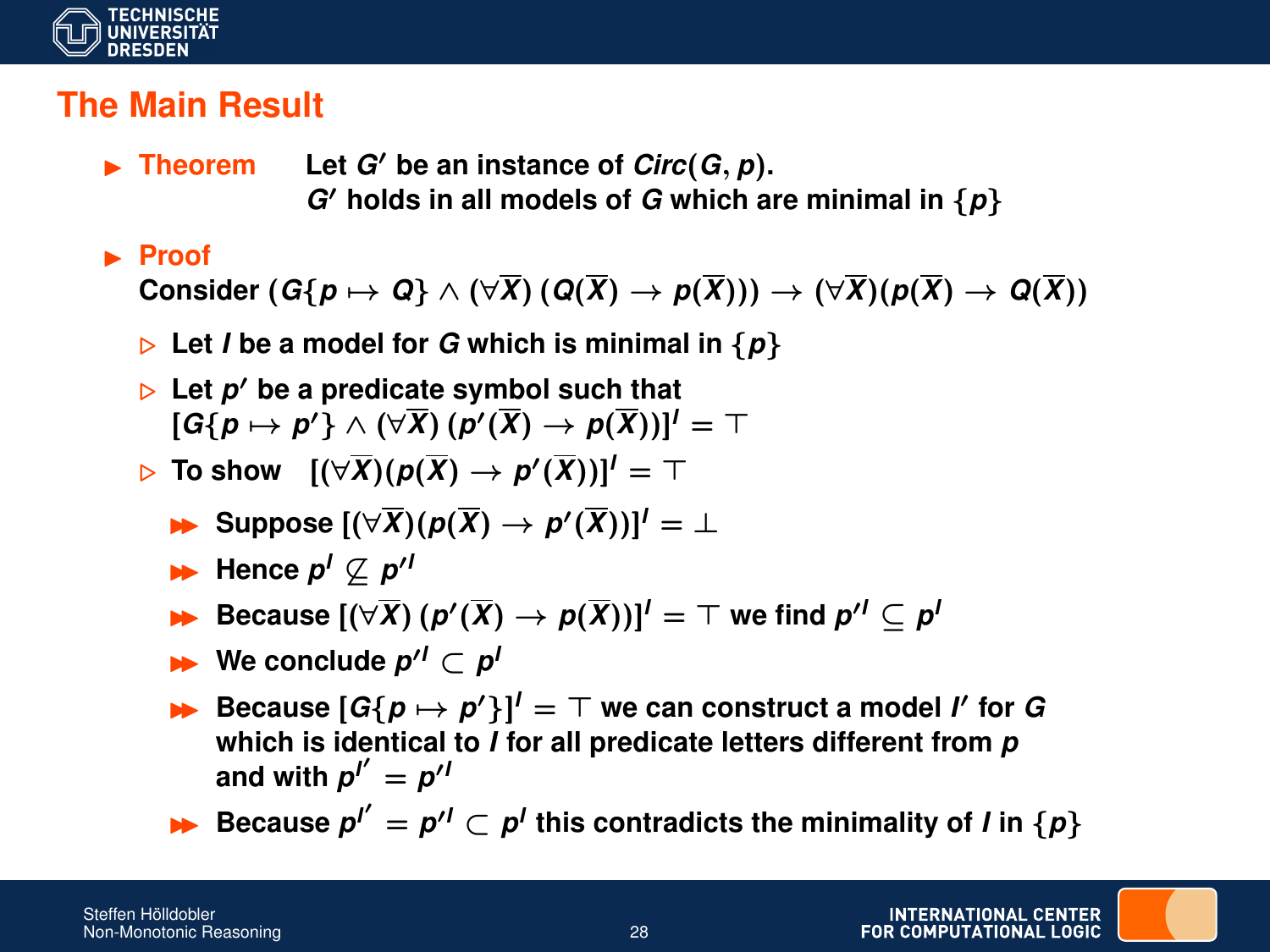## The Main Result

- **Theorem** Let $G'$ be an instance of $Circ(G, p)$.
  $G'$ holds in all models of $G$ which are minimal in $\{p\}$

- **Proof**
  Consider $(G\{p \mapsto Q\} \wedge (\forall \overline{X})\,(Q(\overline{X}) \rightarrow p(\overline{X}))) \rightarrow (\forall \overline{X})(p(\overline{X}) \rightarrow Q(\overline{X}))$

  - Let $I$ be a model for $G$ which is minimal in $\{p\}$
  - Let $p'$ be a predicate symbol such that
    $[G\{p \mapsto p'\} \wedge (\forall \overline{X})\,(p'(\overline{X}) \rightarrow p(\overline{X}))]^I = \top$
  - To show $[(\forall \overline{X})(p(\overline{X}) \rightarrow p'(\overline{X}))]^I = \top$
    - Suppose $[(\forall \overline{X})(p(\overline{X}) \rightarrow p'(\overline{X}))]^I = \bot$
    - Hence $p^I \not\subseteq p'^I$
    - Because $[(\forall \overline{X})\,(p'(\overline{X}) \rightarrow p(\overline{X}))]^I = \top$ we find $p'^I \subseteq p^I$
    - We conclude $p'^I \subset p^I$
    - Because $[G\{p \mapsto p'\}]^I = \top$ we can construct a model $I'$ for $G$ which is identical to $I$ for all predicate letters different from $p$ and with $p^{I'} = p'^I$
    - Because $p^{I'} = p'^I \subset p^I$ this contradicts the minimality of $I$ in $\{p\}$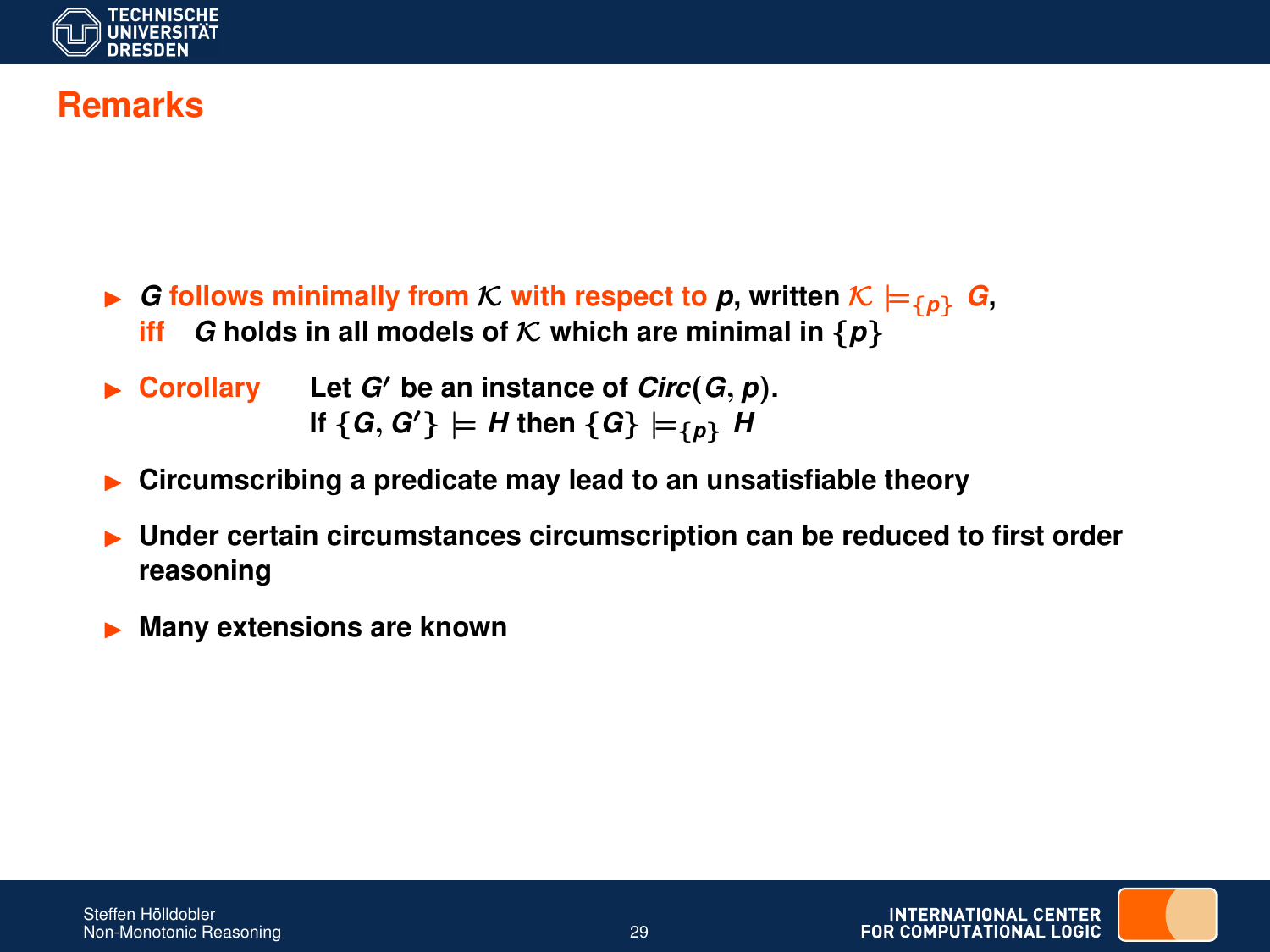## Remarks

- $G$ **follows minimally from** $\mathcal{K}$ **with respect to** $p$, written $\mathcal{K} \models_{\{p\}} G$,
  **iff** $G$ holds in all models of $\mathcal{K}$ which are minimal in $\{p\}$
- **Corollary** Let $G'$ be an instance of $Circ(G, p)$.
  If $\{G, G'\} \models H$ then $\{G\} \models_{\{p\}} H$
- Circumscribing a predicate may lead to an unsatisfiable theory
- Under certain circumstances circumscription can be reduced to first order reasoning
- Many extensions are known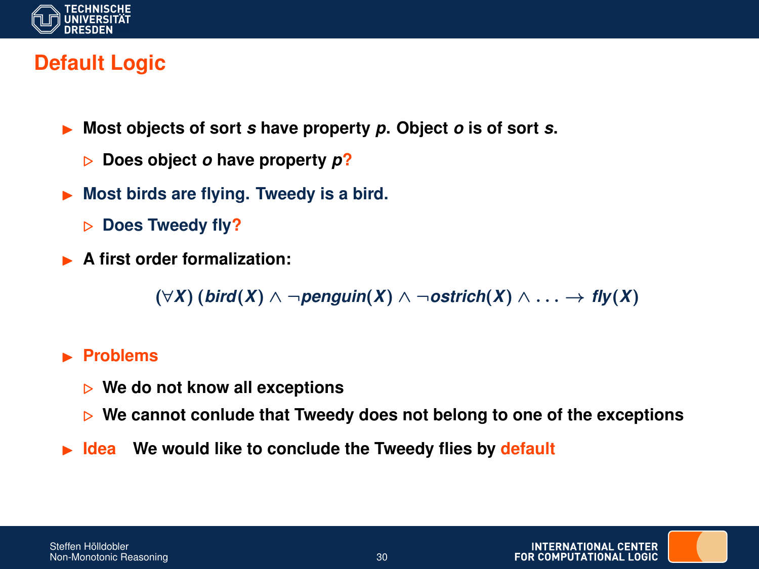# Default Logic

- **Most objects of sort *s* have property *p*. Object *o* is of sort *s*.**
  - **Does object *o* have property *p*?**
- **Most birds are flying. Tweedy is a bird.**
  - **Does Tweedy fly?**
- **A first order formalization:**

$$(\forall X)\ (bird(X) \wedge \neg penguin(X) \wedge \neg ostrich(X) \wedge \ldots \rightarrow fly(X)$$

- **Problems**
  - **We do not know all exceptions**
  - **We cannot conlude that Tweedy does not belong to one of the exceptions**
- **Idea** **We would like to conclude the Tweedy flies by default**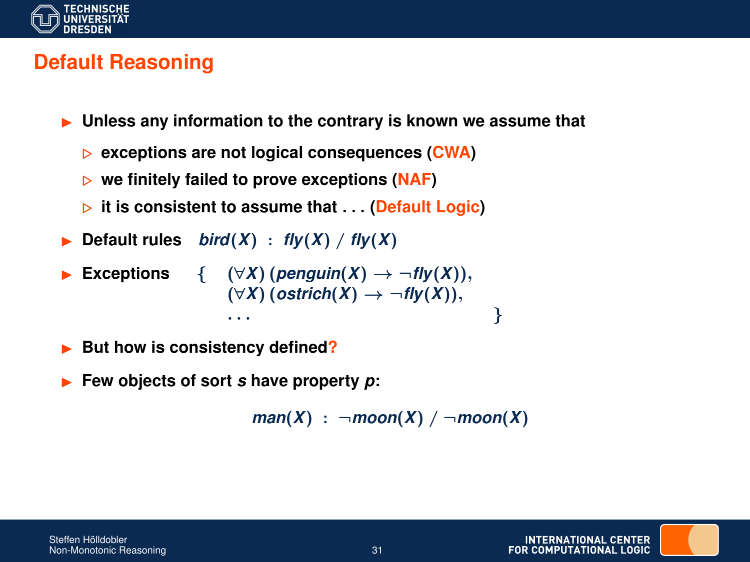# Default Reasoning

- **Unless any information to the contrary is known we assume that**
  - **exceptions are not logical consequences (CWA)**
  - **we finitely failed to prove exceptions (NAF)**
  - **it is consistent to assume that . . . (Default Logic)**
- **Default rules** $\mathit{bird}(X) \ : \ \mathit{fly}(X) \ / \ \mathit{fly}(X)$
- **Exceptions**

$$
\{ \quad \begin{array}{l} (\forall X)\,(\mathit{penguin}(X) \rightarrow \neg \mathit{fly}(X)), \\ (\forall X)\,(\mathit{ostrich}(X) \rightarrow \neg \mathit{fly}(X)), \\ \ldots \end{array} \quad \}
$$

- **But how is consistency defined?**
- **Few objects of sort $s$ have property $p$:**

$$
\mathit{man}(X) \ : \ \neg \mathit{moon}(X) \ / \ \neg \mathit{moon}(X)
$$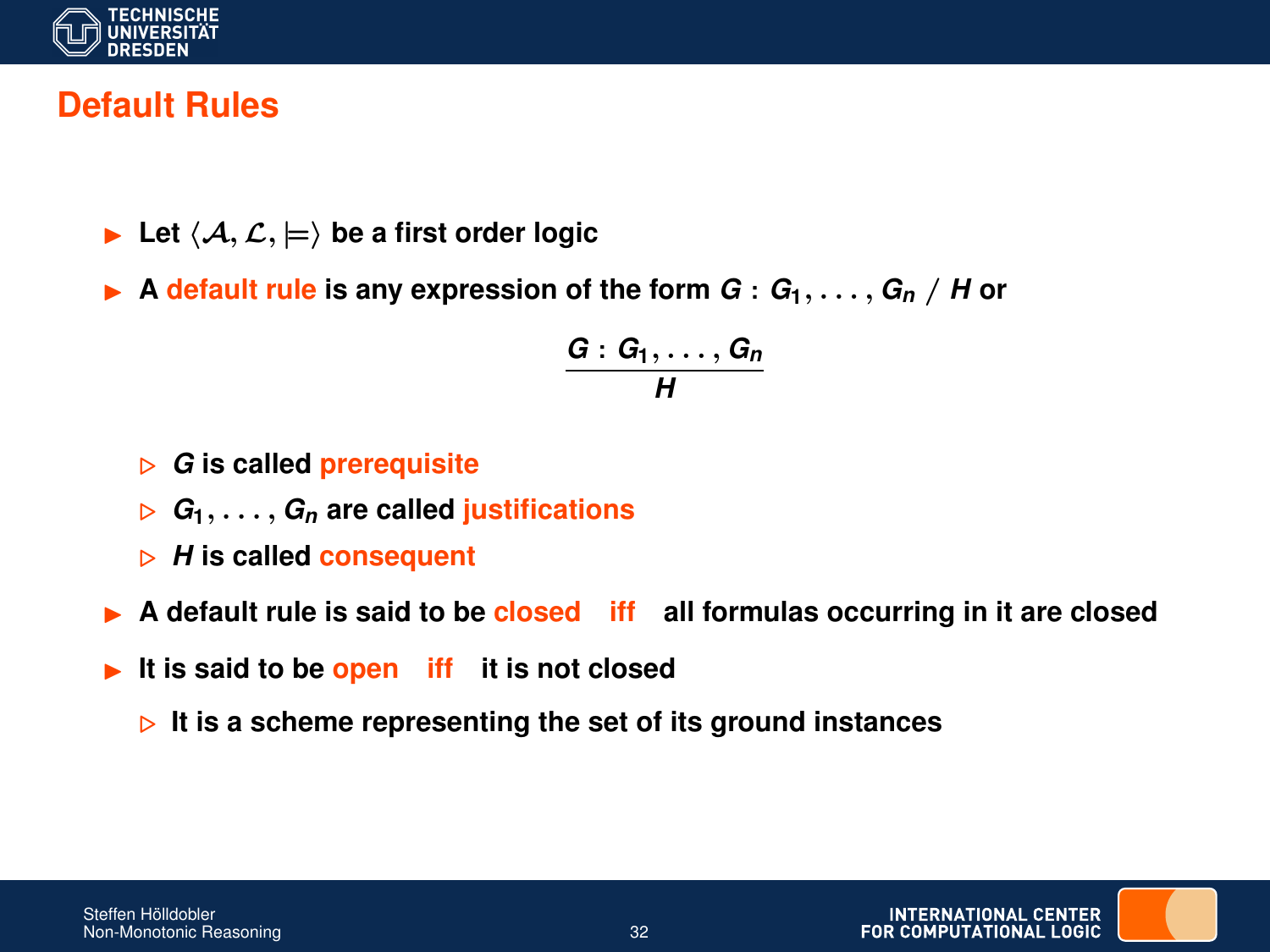## Default Rules

- Let $\langle \mathcal{A}, \mathcal{L}, \models \rangle$ be a first order logic
- A **default rule** is any expression of the form $G : G_1, \ldots, G_n \,/\, H$ or

$$\frac{G : G_1, \ldots, G_n}{H}$$

  - $G$ is called **prerequisite**
  - $G_1, \ldots, G_n$ are called **justifications**
  - $H$ is called **consequent**
- A default rule is said to be **closed** iff all formulas occurring in it are closed
- It is said to be **open** iff it is not closed
  - It is a scheme representing the set of its ground instances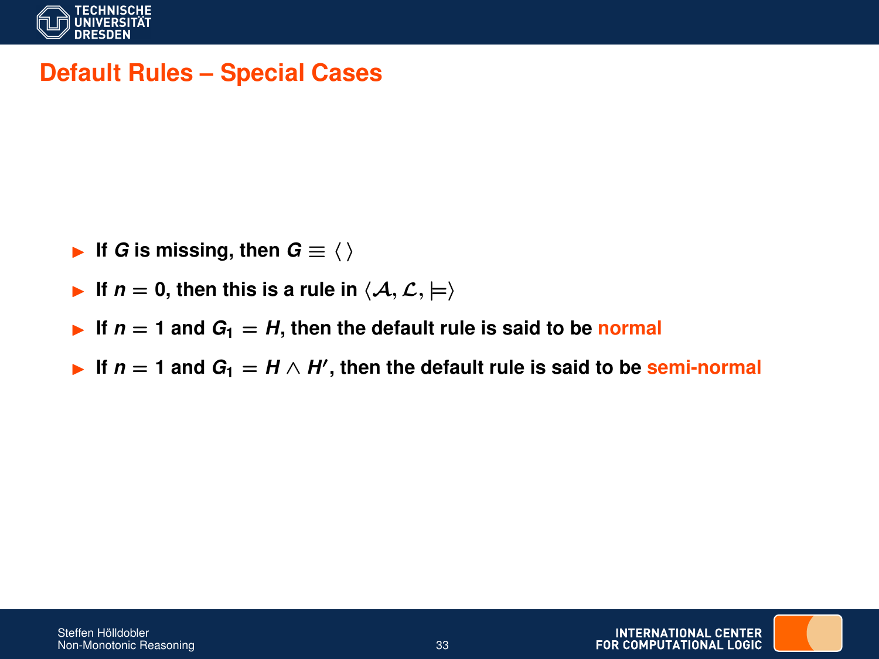# Default Rules – Special Cases

- If $G$ is missing, then $G \equiv \langle \, \rangle$
- If $n = 0$, then this is a rule in $\langle \mathcal{A}, \mathcal{L}, \models \rangle$
- If $n = 1$ and $G_1 = H$, then the default rule is said to be **normal**
- If $n = 1$ and $G_1 = H \wedge H'$, then the default rule is said to be **semi-normal**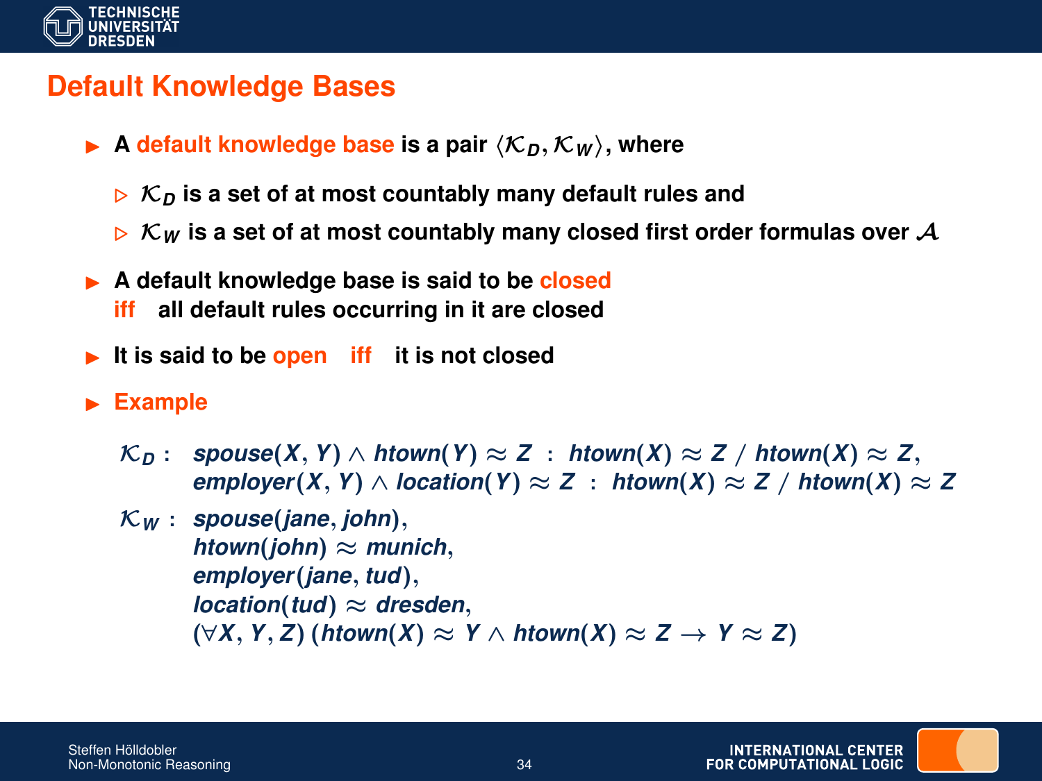## Default Knowledge Bases

- A **default knowledge base** is a pair $\langle \mathcal{K}_D, \mathcal{K}_W \rangle$, where
  - $\mathcal{K}_D$ is a set of at most countably many default rules and
  - $\mathcal{K}_W$ is a set of at most countably many closed first order formulas over $\mathcal{A}$
- A default knowledge base is said to be **closed** **iff** all default rules occurring in it are closed
- It is said to be **open** **iff** it is not closed
- **Example**

$$
\begin{array}{ll}
\mathcal{K}_D : & spouse(X, Y) \wedge htown(Y) \approx Z \ : \ htown(X) \approx Z \ / \ htown(X) \approx Z, \\
 & employer(X, Y) \wedge location(Y) \approx Z \ : \ htown(X) \approx Z \ / \ htown(X) \approx Z \\
\mathcal{K}_W : & spouse(jane, john), \\
 & htown(john) \approx munich, \\
 & employer(jane, tud), \\
 & location(tud) \approx dresden, \\
 & (\forall X, Y, Z)\ (htown(X) \approx Y \wedge htown(X) \approx Z \rightarrow Y \approx Z)
\end{array}
$$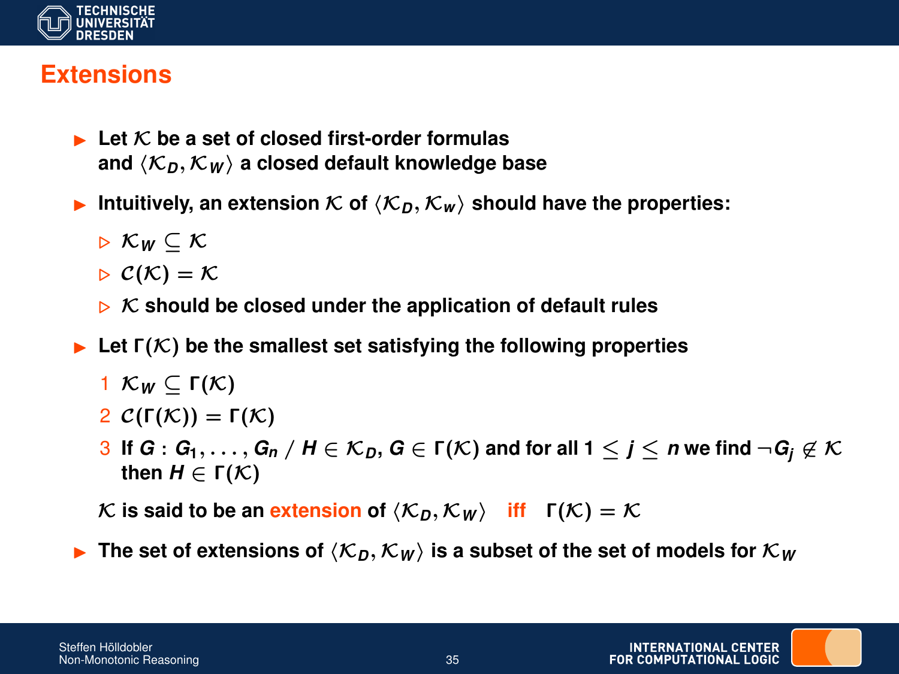# Extensions

- Let $\mathcal{K}$ be a set of closed first-order formulas and $\langle \mathcal{K}_D, \mathcal{K}_W \rangle$ a closed default knowledge base
- Intuitively, an extension $\mathcal{K}$ of $\langle \mathcal{K}_D, \mathcal{K}_w \rangle$ should have the properties:
  - $\mathcal{K}_W \subseteq \mathcal{K}$
  - $\mathcal{C}(\mathcal{K}) = \mathcal{K}$
  - $\mathcal{K}$ should be closed under the application of default rules
- Let $\Gamma(\mathcal{K})$ be the smallest set satisfying the following properties
  1. $\mathcal{K}_W \subseteq \Gamma(\mathcal{K})$
  2. $\mathcal{C}(\Gamma(\mathcal{K})) = \Gamma(\mathcal{K})$
  3. If $G : G_1, \ldots, G_n \;/\; H \in \mathcal{K}_D$, $G \in \Gamma(\mathcal{K})$ and for all $1 \leq j \leq n$ we find $\neg G_j \not\in \mathcal{K}$ then $H \in \Gamma(\mathcal{K})$

  $\mathcal{K}$ is said to be an extension of $\langle \mathcal{K}_D, \mathcal{K}_W \rangle$ iff $\Gamma(\mathcal{K}) = \mathcal{K}$
- The set of extensions of $\langle \mathcal{K}_D, \mathcal{K}_W \rangle$ is a subset of the set of models for $\mathcal{K}_W$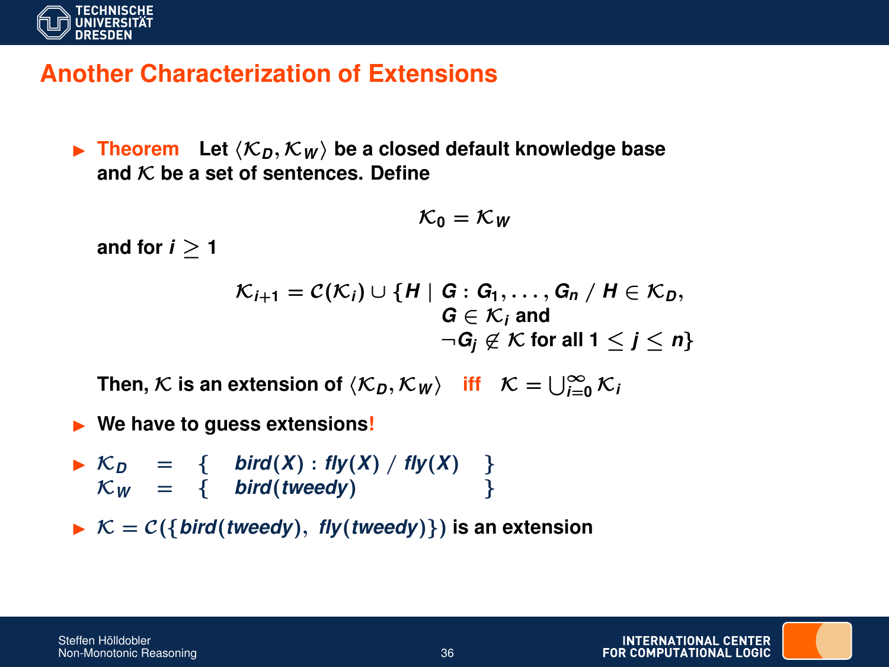## Another Characterization of Extensions

- **Theorem** Let $\langle \mathcal{K}_D, \mathcal{K}_W \rangle$ be a closed default knowledge base and $\mathcal{K}$ be a set of sentences. Define

$$\mathcal{K}_0 = \mathcal{K}_W$$

and for $i \geq 1$

$$\mathcal{K}_{i+1} = \mathcal{C}(\mathcal{K}_i) \cup \{H \mid G : G_1, \ldots, G_n \,/\, H \in \mathcal{K}_D, \; G \in \mathcal{K}_i \text{ and } \neg G_j \not\in \mathcal{K} \text{ for all } 1 \leq j \leq n\}$$

Then, $\mathcal{K}$ is an extension of $\langle \mathcal{K}_D, \mathcal{K}_W \rangle$ **iff** $\mathcal{K} = \bigcup_{i=0}^{\infty} \mathcal{K}_i$

- We have to guess extensions!

- $$\begin{array}{lcl} \mathcal{K}_D & = & \{ \; bird(X) : fly(X) \,/\, fly(X) \; \} \\ \mathcal{K}_W & = & \{ \; bird(tweedy) \; \} \end{array}$$

- $\mathcal{K} = \mathcal{C}(\{bird(tweedy), \; fly(tweedy)\})$ is an extension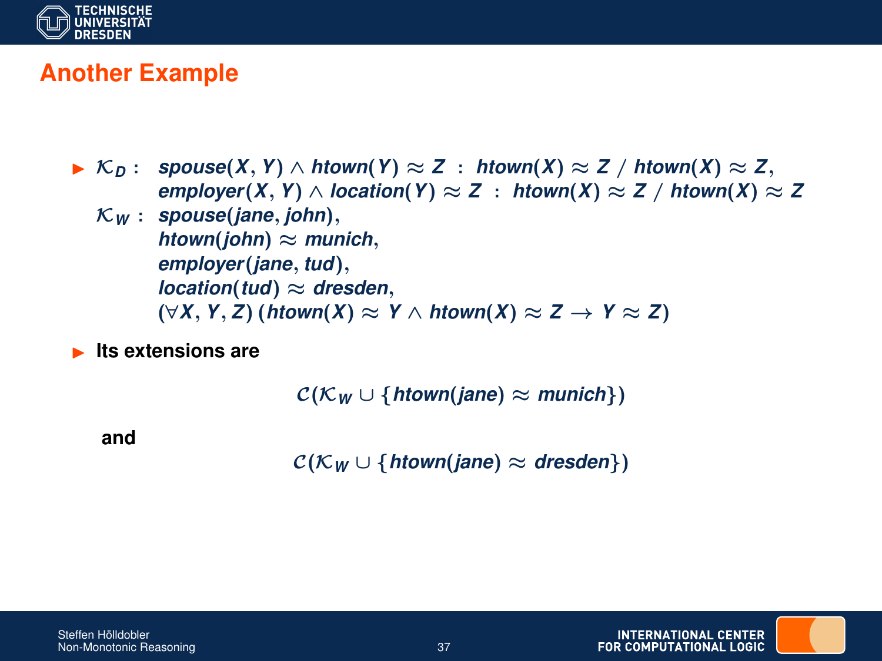## Another Example

- $\mathcal{K}_D$ : $spouse(X, Y) \wedge htown(Y) \approx Z \ : \ htown(X) \approx Z \ / \ htown(X) \approx Z$,
  $employer(X, Y) \wedge location(Y) \approx Z \ : \ htown(X) \approx Z \ / \ htown(X) \approx Z$

  $\mathcal{K}_W$ : $spouse(jane, john)$,
  $htown(john) \approx munich$,
  $employer(jane, tud)$,
  $location(tud) \approx dresden$,
  $(\forall X, Y, Z)\ (htown(X) \approx Y \wedge htown(X) \approx Z \rightarrow Y \approx Z)$

- **Its extensions are**

$$\mathcal{C}(\mathcal{K}_W \cup \{htown(jane) \approx munich\})$$

**and**

$$\mathcal{C}(\mathcal{K}_W \cup \{htown(jane) \approx dresden\})$$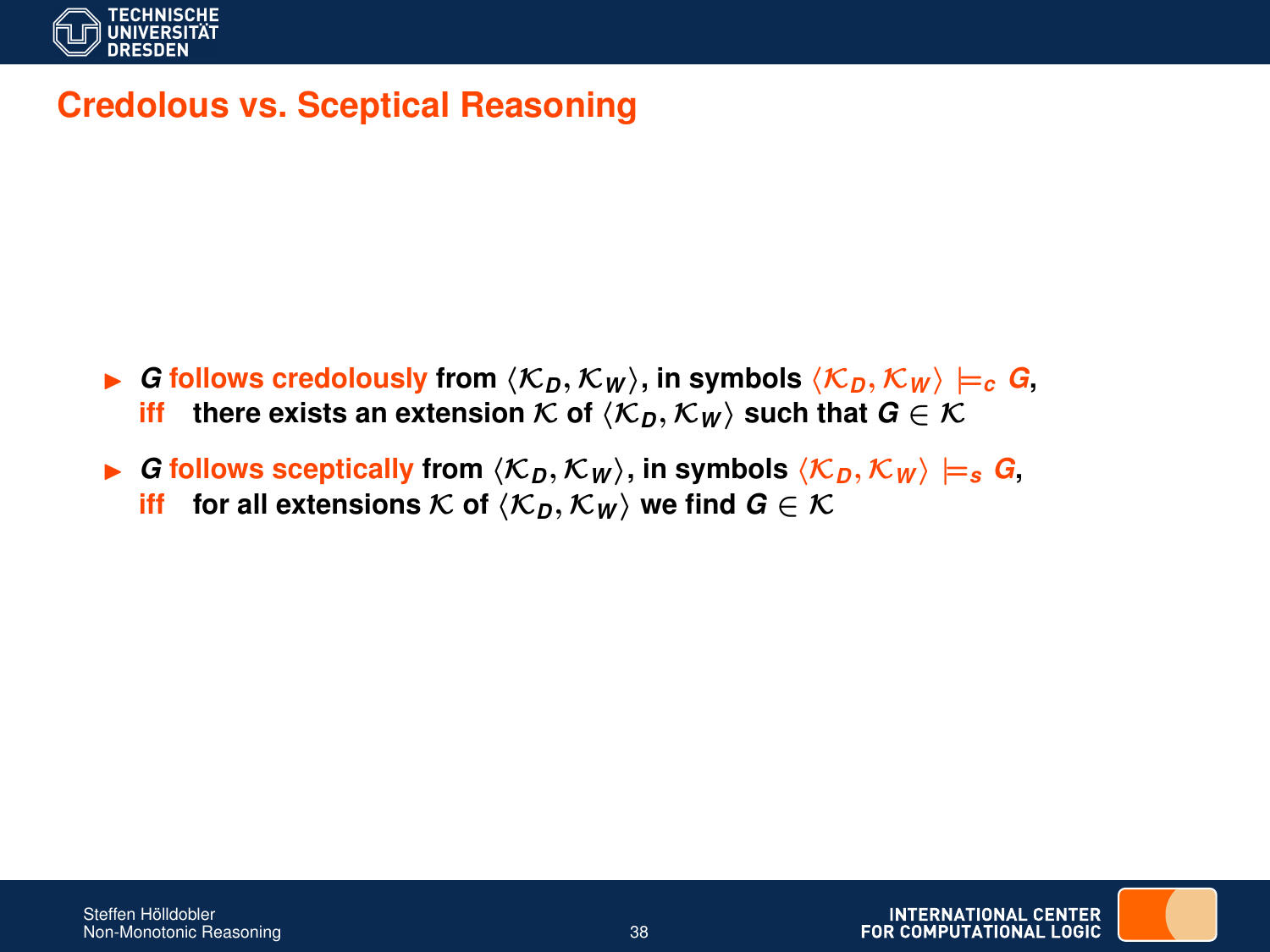# Credolous vs. Sceptical Reasoning

- $G$ **follows credolously** from $\langle \mathcal{K}_D, \mathcal{K}_W \rangle$, in symbols $\langle \mathcal{K}_D, \mathcal{K}_W \rangle \models_c G$,
  **iff** there exists an extension $\mathcal{K}$ of $\langle \mathcal{K}_D, \mathcal{K}_W \rangle$ such that $G \in \mathcal{K}$
- $G$ **follows sceptically** from $\langle \mathcal{K}_D, \mathcal{K}_W \rangle$, in symbols $\langle \mathcal{K}_D, \mathcal{K}_W \rangle \models_s G$,
  **iff** for all extensions $\mathcal{K}$ of $\langle \mathcal{K}_D, \mathcal{K}_W \rangle$ we find $G \in \mathcal{K}$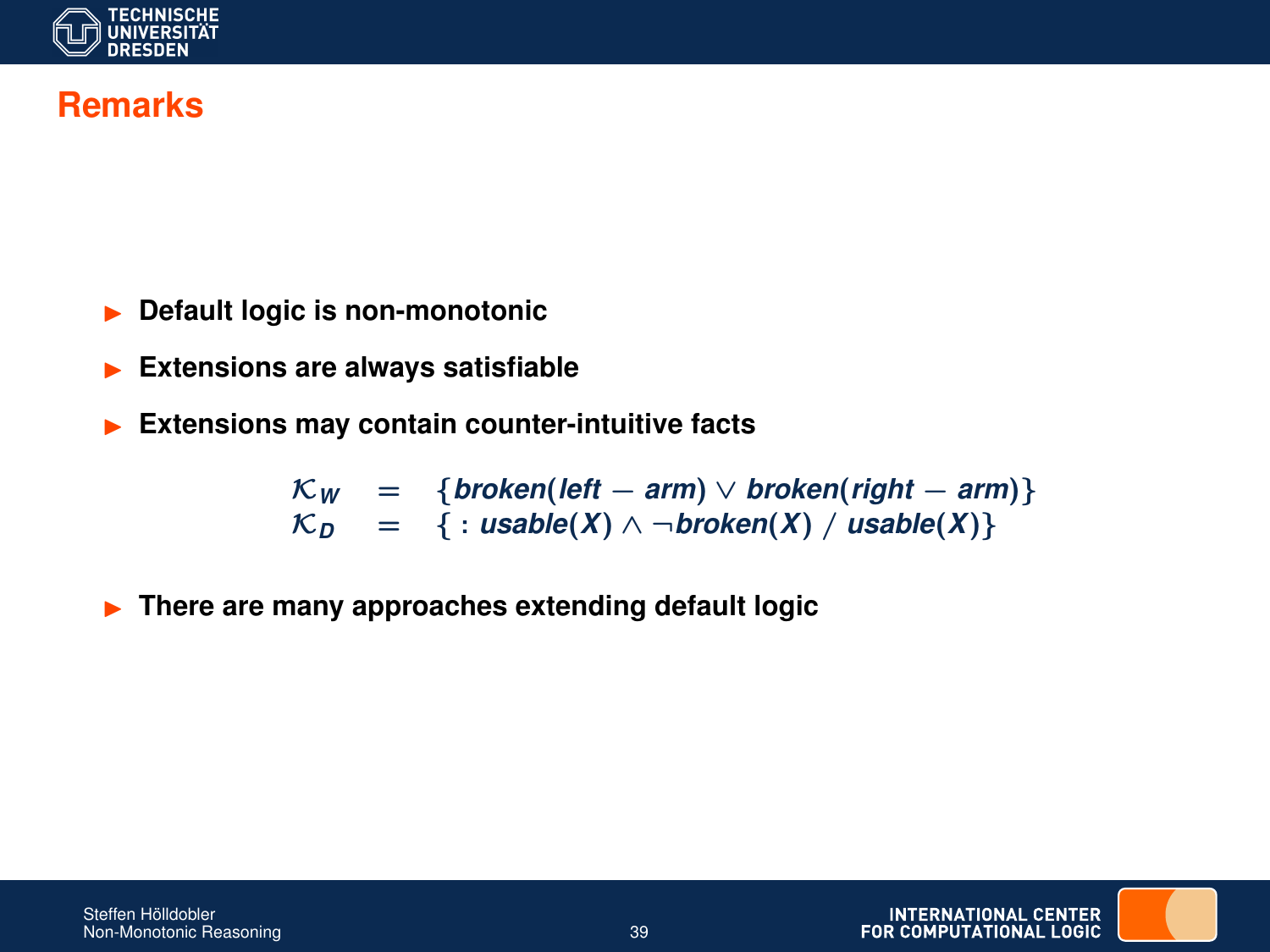# Remarks

- **Default logic is non-monotonic**
- **Extensions are always satisfiable**
- **Extensions may contain counter-intuitive facts**

$$
\begin{array}{lcl}
\mathcal{K}_W & = & \{broken(left-arm) \vee broken(right-arm)\} \\
\mathcal{K}_D & = & \{\ :\ usable(X) \wedge \neg broken(X)\ /\ usable(X)\}
\end{array}
$$

- **There are many approaches extending default logic**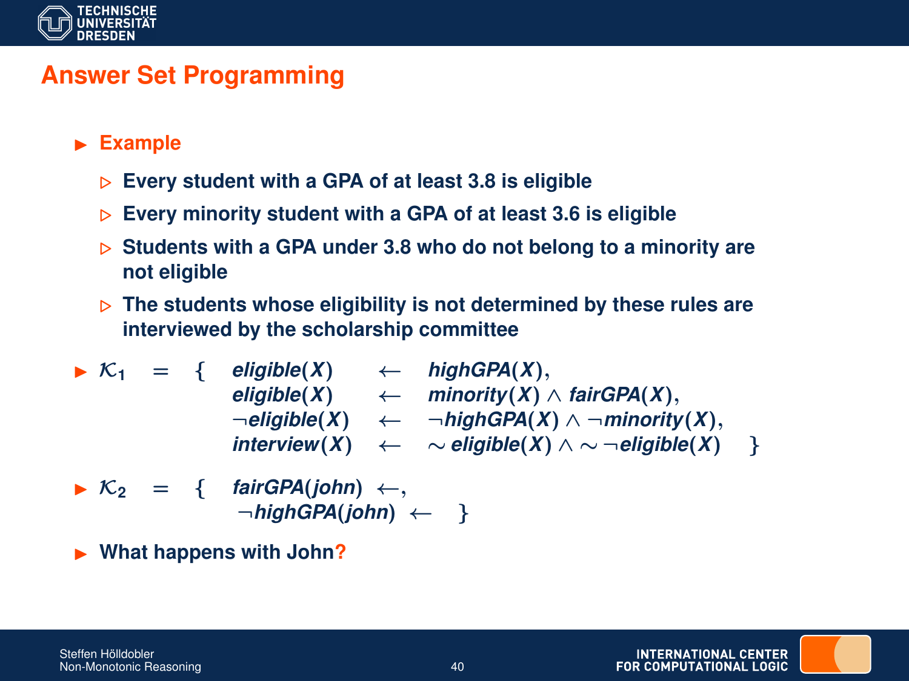## Answer Set Programming

- **Example**
  - Every student with a GPA of at least 3.8 is eligible
  - Every minority student with a GPA of at least 3.6 is eligible
  - Students with a GPA under 3.8 who do not belong to a minority are not eligible
  - The students whose eligibility is not determined by these rules are interviewed by the scholarship committee

- $$\mathcal{K}_1 = \{ \begin{array}{lcl} \mathit{eligible}(X) & \leftarrow & \mathit{highGPA}(X), \\ \mathit{eligible}(X) & \leftarrow & \mathit{minority}(X) \wedge \mathit{fairGPA}(X), \\ \neg\mathit{eligible}(X) & \leftarrow & \neg\mathit{highGPA}(X) \wedge \neg\mathit{minority}(X), \\ \mathit{interview}(X) & \leftarrow & \sim \mathit{eligible}(X) \wedge \sim\neg\mathit{eligible}(X) \end{array} \}$$

- $$\mathcal{K}_2 = \{ \begin{array}{l} \mathit{fairGPA}(\mathit{john}) \leftarrow, \\ \neg\mathit{highGPA}(\mathit{john}) \leftarrow \end{array} \}$$

- What happens with John?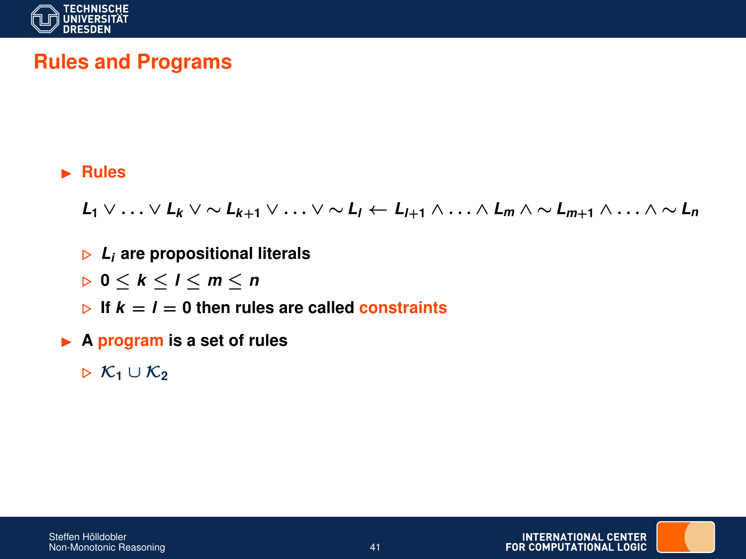## Rules and Programs

- **Rules**

  $$L_1 \vee \ldots \vee L_k \vee \sim L_{k+1} \vee \ldots \vee \sim L_l \leftarrow L_{l+1} \wedge \ldots \wedge L_m \wedge \sim L_{m+1} \wedge \ldots \wedge \sim L_n$$

  - $L_i$ are propositional literals
  - $0 \leq k \leq l \leq m \leq n$
  - If $k = l = 0$ then rules are called constraints

- A program is a set of rules
  - $\mathcal{K}_1 \cup \mathcal{K}_2$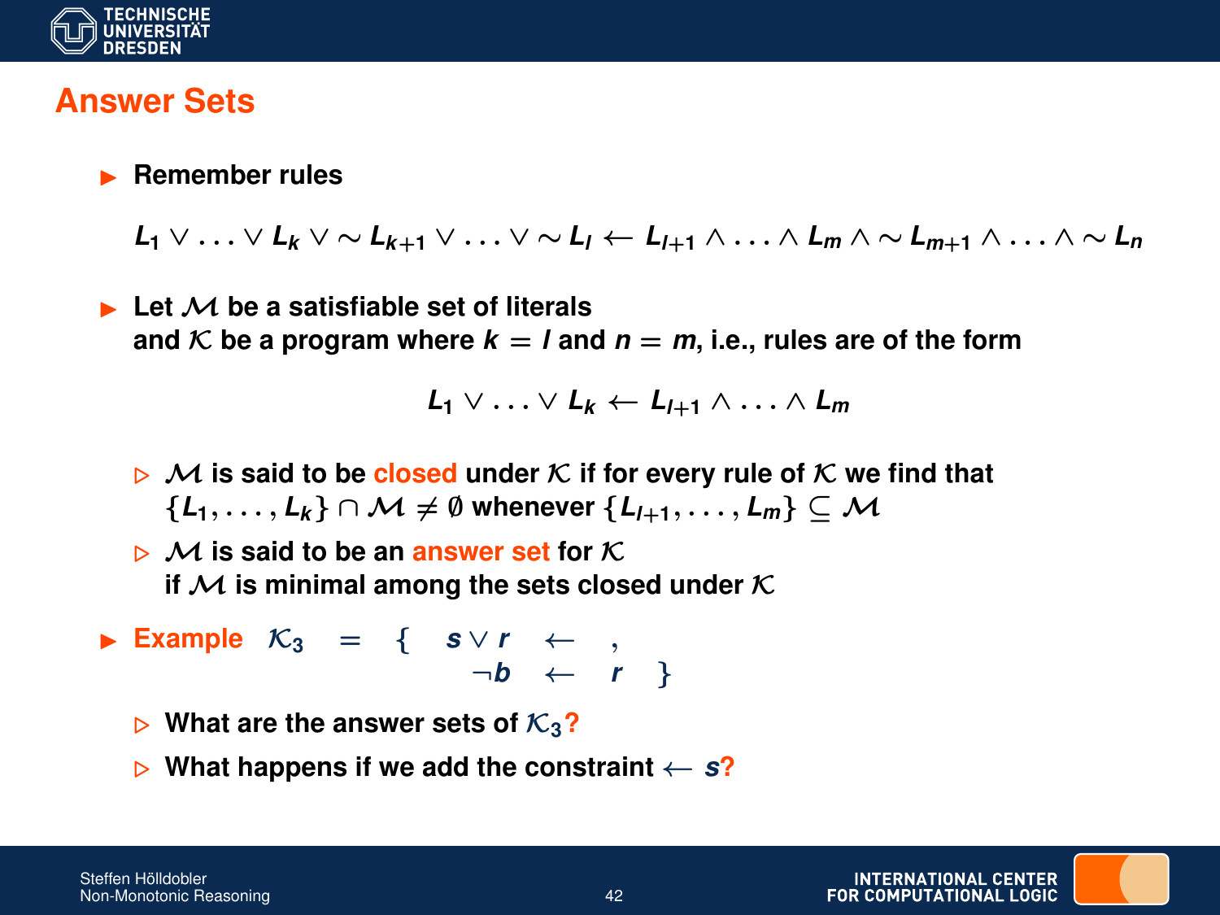# Answer Sets

- Remember rules

$$L_1 \vee \ldots \vee L_k \vee \sim L_{k+1} \vee \ldots \vee \sim L_l \leftarrow L_{l+1} \wedge \ldots \wedge L_m \wedge \sim L_{m+1} \wedge \ldots \wedge \sim L_n$$

- Let $\mathcal{M}$ be a satisfiable set of literals and $\mathcal{K}$ be a program where $k = l$ and $n = m$, i.e., rules are of the form

$$L_1 \vee \ldots \vee L_k \leftarrow L_{l+1} \wedge \ldots \wedge L_m$$

  - $\mathcal{M}$ is said to be **closed** under $\mathcal{K}$ if for every rule of $\mathcal{K}$ we find that $\{L_1, \ldots, L_k\} \cap \mathcal{M} \neq \emptyset$ whenever $\{L_{l+1}, \ldots, L_m\} \subseteq \mathcal{M}$
  - $\mathcal{M}$ is said to be an **answer set** for $\mathcal{K}$ if $\mathcal{M}$ is minimal among the sets closed under $\mathcal{K}$

- **Example**

$$\mathcal{K}_3 = \{ \begin{array}{rcl} s \vee r & \leftarrow & , \\ \neg b & \leftarrow & r \end{array} \}$$

  - What are the answer sets of $\mathcal{K}_3$?
  - What happens if we add the constraint $\leftarrow s$?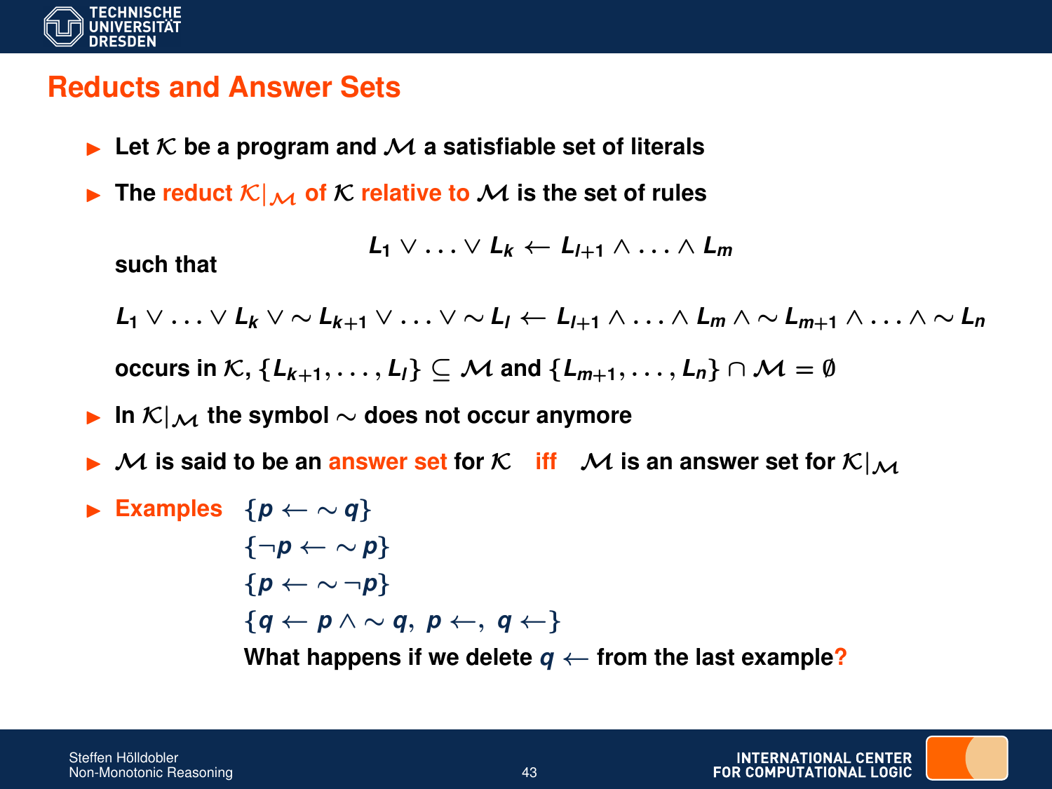# Reducts and Answer Sets

- Let $\mathcal{K}$ be a program and $\mathcal{M}$ a satisfiable set of literals
- The **reduct** $\mathcal{K}|_{\mathcal{M}}$ **of** $\mathcal{K}$ **relative to** $\mathcal{M}$ is the set of rules

$$L_1 \vee \ldots \vee L_k \leftarrow L_{l+1} \wedge \ldots \wedge L_m$$

  such that

$$L_1 \vee \ldots \vee L_k \vee \sim L_{k+1} \vee \ldots \vee \sim L_l \leftarrow L_{l+1} \wedge \ldots \wedge L_m \wedge \sim L_{m+1} \wedge \ldots \wedge \sim L_n$$

  occurs in $\mathcal{K}$, $\{L_{k+1}, \ldots, L_l\} \subseteq \mathcal{M}$ and $\{L_{m+1}, \ldots, L_n\} \cap \mathcal{M} = \emptyset$

- In $\mathcal{K}|_{\mathcal{M}}$ the symbol $\sim$ does not occur anymore
- $\mathcal{M}$ is said to be an **answer set** for $\mathcal{K}$ **iff** $\mathcal{M}$ is an answer set for $\mathcal{K}|_{\mathcal{M}}$
- **Examples** $\{p \leftarrow \sim q\}$

  $\{\neg p \leftarrow \sim p\}$

  $\{p \leftarrow \sim \neg p\}$

  $\{q \leftarrow p \wedge \sim q,\ p \leftarrow,\ q \leftarrow\}$

  What happens if we delete $q \leftarrow$ from the last example?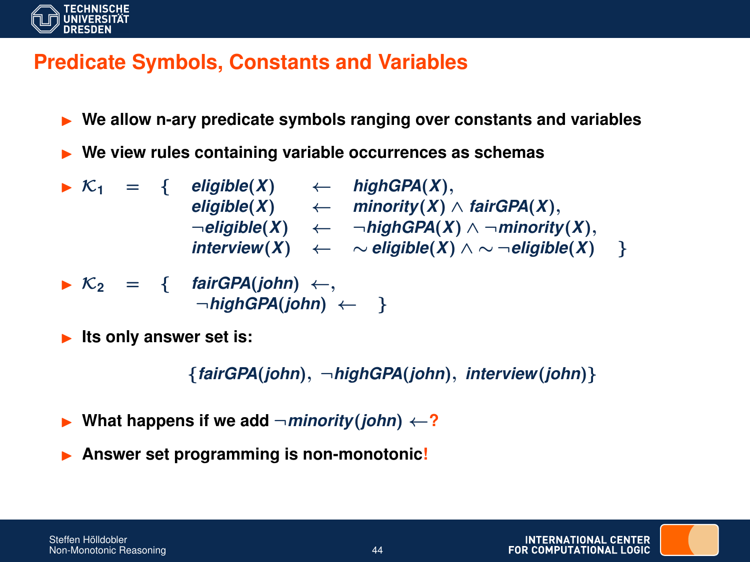## Predicate Symbols, Constants and Variables

- **We allow n-ary predicate symbols ranging over constants and variables**
- **We view rules containing variable occurrences as schemas**
- $$\mathcal{K}_1 = \{ \begin{array}{lcl} \mathit{eligible}(X) & \leftarrow & \mathit{highGPA}(X), \\ \mathit{eligible}(X) & \leftarrow & \mathit{minority}(X) \wedge \mathit{fairGPA}(X), \\ \neg\mathit{eligible}(X) & \leftarrow & \neg\mathit{highGPA}(X) \wedge \neg\mathit{minority}(X), \\ \mathit{interview}(X) & \leftarrow & \sim \mathit{eligible}(X) \wedge \sim \neg\mathit{eligible}(X) \end{array} \}$$
- $$\mathcal{K}_2 = \{ \begin{array}{l} \mathit{fairGPA}(\mathit{john}) \leftarrow, \\ \neg\mathit{highGPA}(\mathit{john}) \leftarrow \end{array} \}$$
- **Its only answer set is:**

$$\{\mathit{fairGPA}(\mathit{john}),\ \neg\mathit{highGPA}(\mathit{john}),\ \mathit{interview}(\mathit{john})\}$$

- **What happens if we add $\neg\mathit{minority}(\mathit{john}) \leftarrow$?**
- **Answer set programming is non-monotonic!**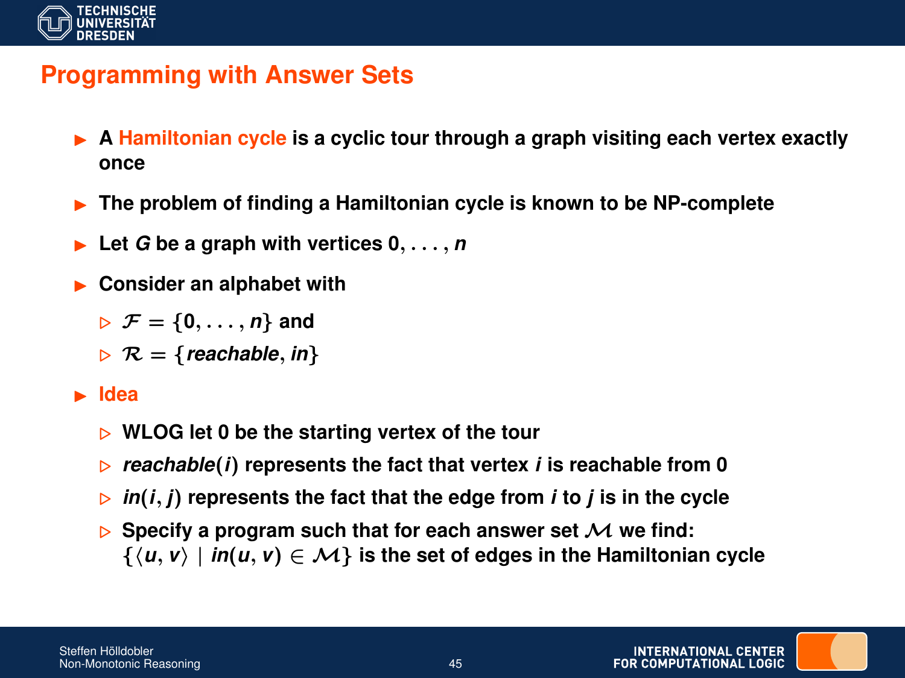# Programming with Answer Sets

- A **Hamiltonian cycle** is a cyclic tour through a graph visiting each vertex exactly once
- The problem of finding a Hamiltonian cycle is known to be NP-complete
- Let $G$ be a graph with vertices $0, \ldots, n$
- Consider an alphabet with
  - $\mathcal{F} = \{0, \ldots, n\}$ and
  - $\mathcal{R} = \{\mathit{reachable}, \mathit{in}\}$
- **Idea**
  - WLOG let 0 be the starting vertex of the tour
  - $\mathit{reachable}(i)$ represents the fact that vertex $i$ is reachable from 0
  - $\mathit{in}(i, j)$ represents the fact that the edge from $i$ to $j$ is in the cycle
  - Specify a program such that for each answer set $\mathcal{M}$ we find: $\{\langle u, v\rangle \mid \mathit{in}(u, v) \in \mathcal{M}\}$ is the set of edges in the Hamiltonian cycle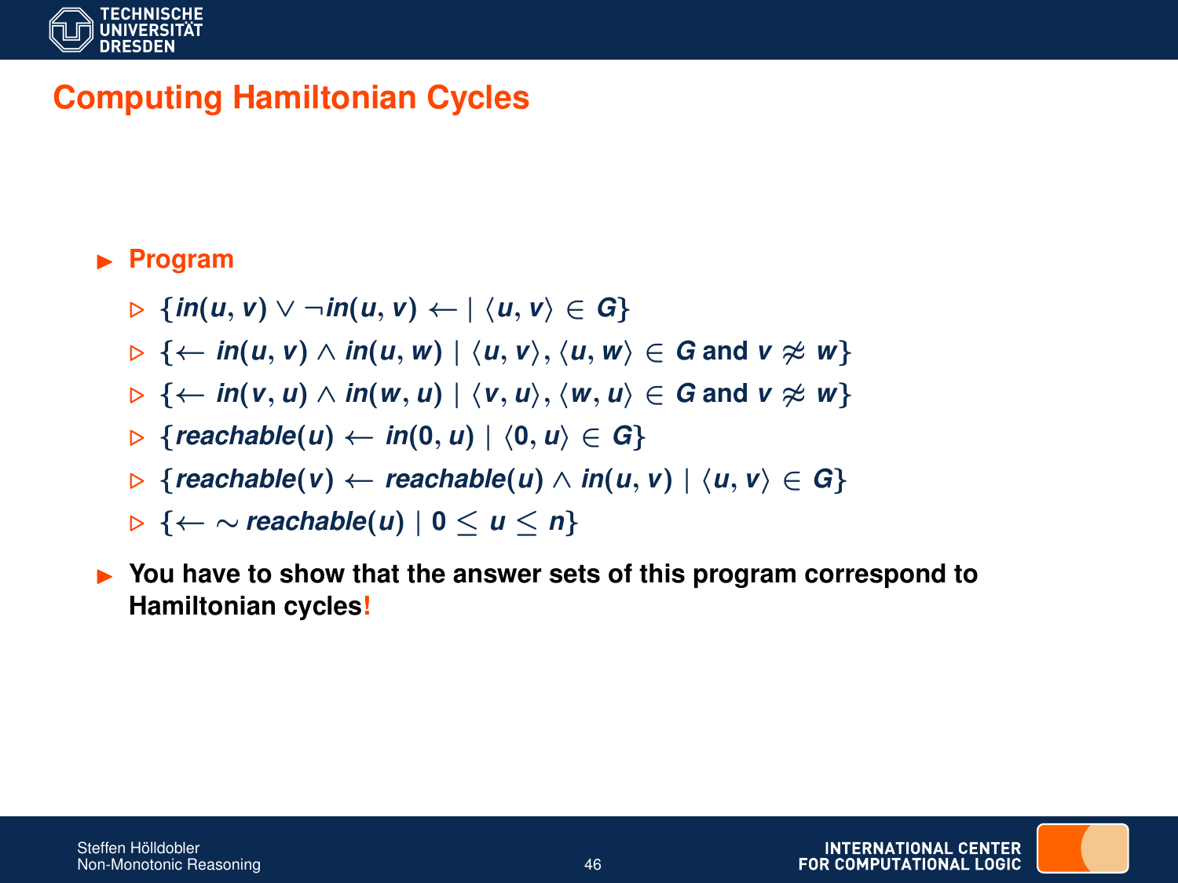## Computing Hamiltonian Cycles

- **Program**
  - $\{in(u, v) \lor \neg in(u, v) \leftarrow \mid \langle u, v\rangle \in G\}$
  - $\{\leftarrow in(u, v) \land in(u, w) \mid \langle u, v\rangle, \langle u, w\rangle \in G \text{ and } v \not\approx w\}$
  - $\{\leftarrow in(v, u) \land in(w, u) \mid \langle v, u\rangle, \langle w, u\rangle \in G \text{ and } v \not\approx w\}$
  - $\{reachable(u) \leftarrow in(0, u) \mid \langle 0, u\rangle \in G\}$
  - $\{reachable(v) \leftarrow reachable(u) \land in(u, v) \mid \langle u, v\rangle \in G\}$
  - $\{\leftarrow \sim reachable(u) \mid 0 \leq u \leq n\}$
- **You have to show that the answer sets of this program correspond to Hamiltonian cycles!**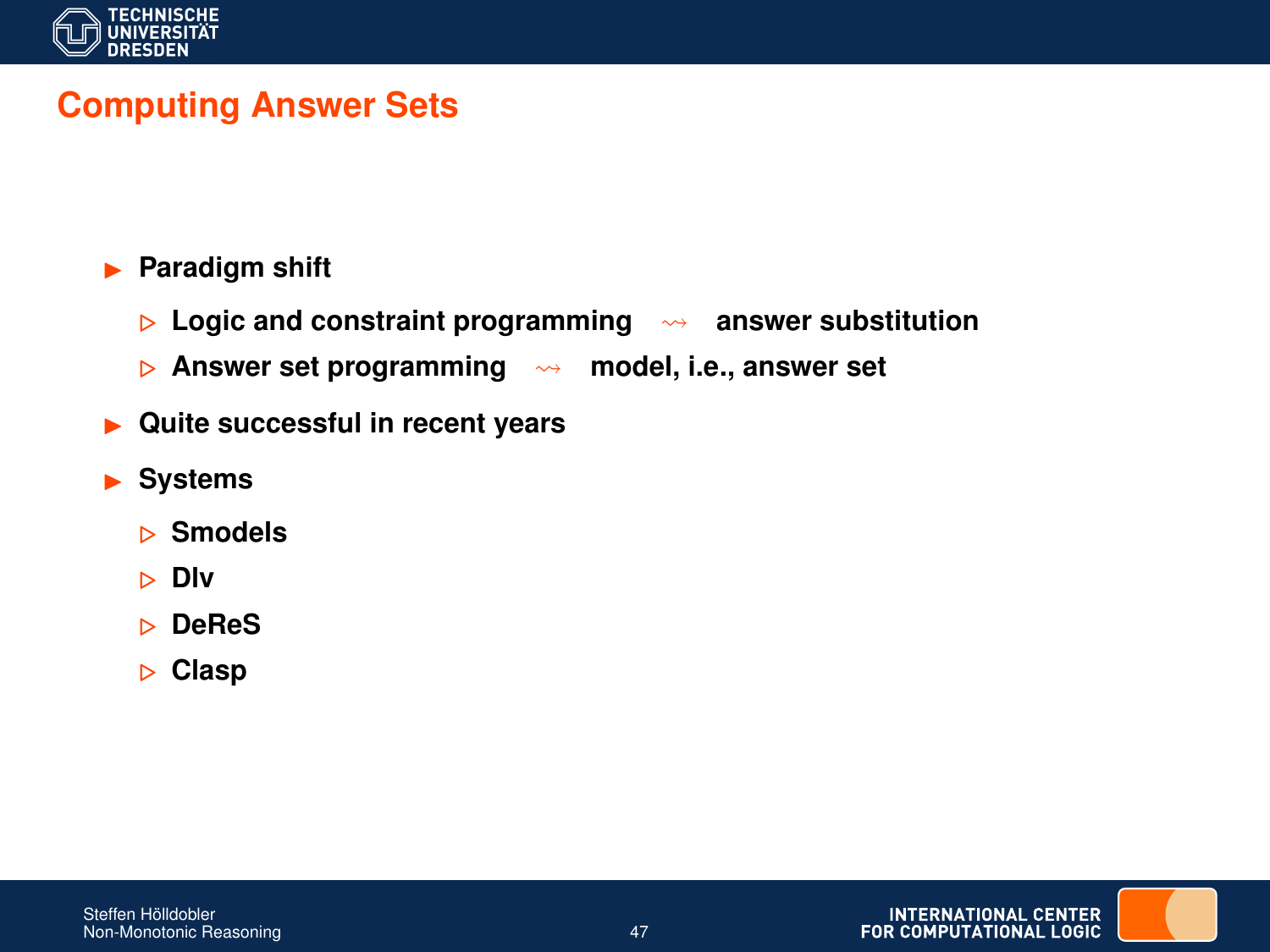# Computing Answer Sets

- **Paradigm shift**
  - **Logic and constraint programming** $\leadsto$ **answer substitution**
  - **Answer set programming** $\leadsto$ **model, i.e., answer set**
- **Quite successful in recent years**
- **Systems**
  - **Smodels**
  - **Dlv**
  - **DeReS**
  - **Clasp**